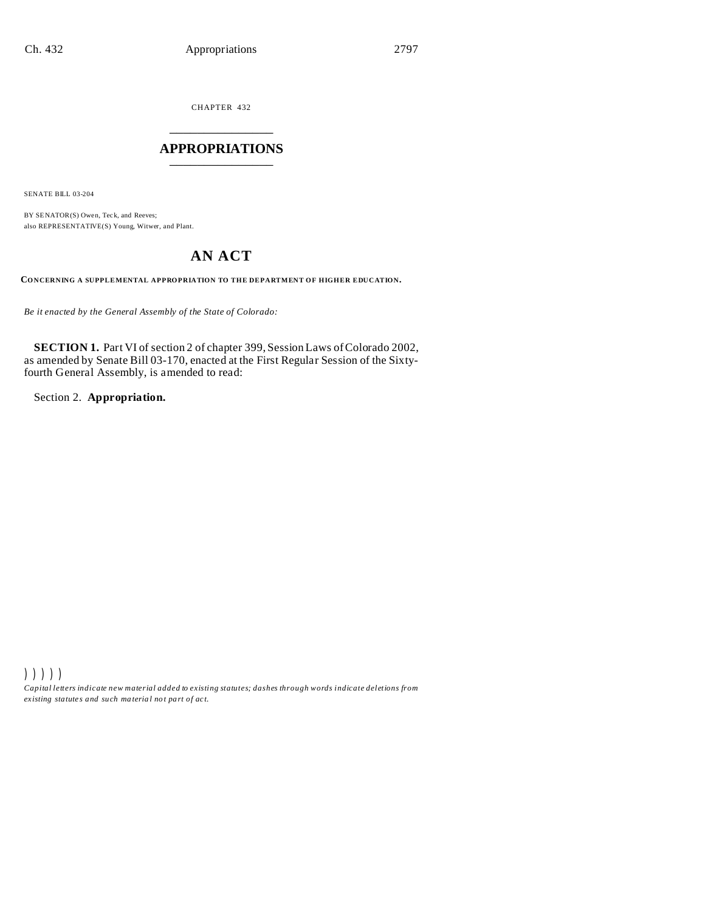CHAPTER 432

# APPROPRIATIONS

SENATE BILL 03-204

BY SENATOR(S) Owen, Teck, and Reeves;
also REPRESENTATIVE(S) Young, Witwer, and Plant.

## AN ACT

**CONCERNING A SUPPLEMENTAL APPROPRIATION TO THE DEPARTMENT OF HIGHER EDUCATION.**

*Be it enacted by the General Assembly of the State of Colorado:*

**SECTION 1.** Part VI of section 2 of chapter 399, Session Laws of Colorado 2002, as amended by Senate Bill 03-170, enacted at the First Regular Session of the Sixty-fourth General Assembly, is amended to read:

Section 2. **Appropriation.**

) ) ) ) )

*Capital letters indicate new material added to existing statutes; dashes through words indicate deletions from existing statutes and such material not part of act.*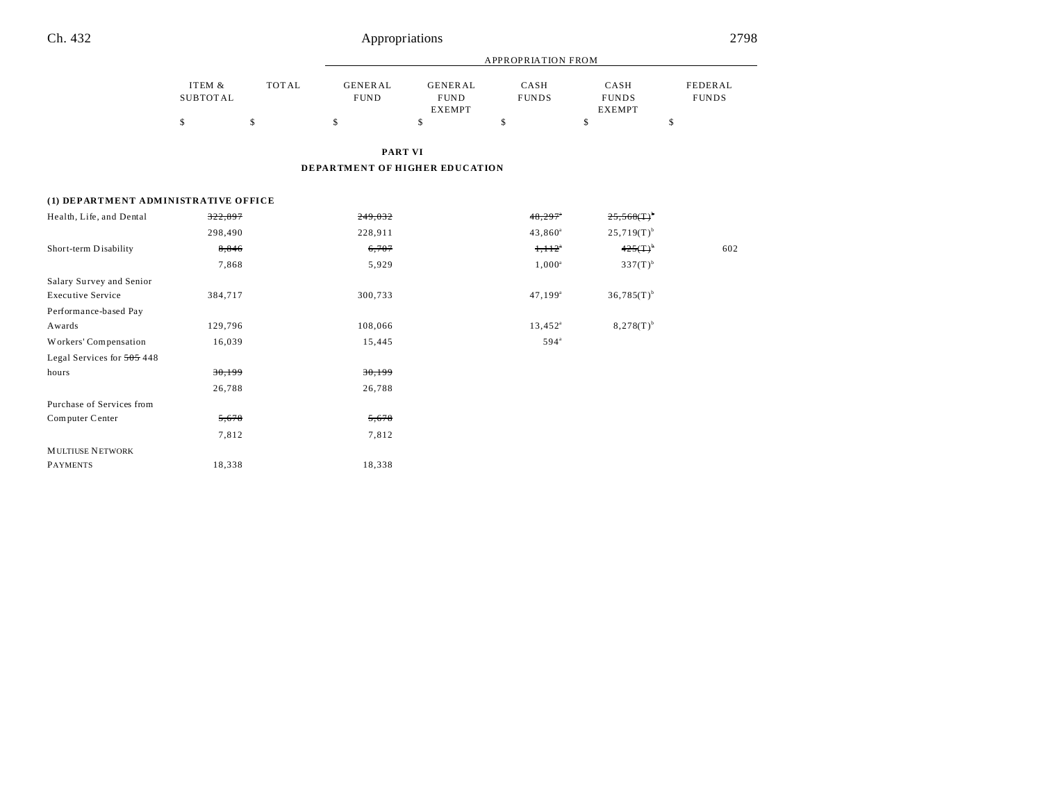## PART VI

## DEPARTMENT OF HIGHER EDUCATION

| | ITEM & SUBTOTAL | TOTAL | APPROPRIATION FROM GENERAL FUND | GENERAL FUND EXEMPT | CASH FUNDS | CASH FUNDS EXEMPT | FEDERAL FUNDS |
|---|---|---|---|---|---|---|---|
| | $ | $ | $ | $ | $ | $ | $ |
| **(1) DEPARTMENT ADMINISTRATIVE OFFICE** | | | | | | | |
| Health, Life, and Dental | ~~322,897~~ | | ~~249,032~~ | | ~~48,297~~[a] | ~~25,568(T)~~[b] | |
| | 298,490 | | 228,911 | | 43,860[a] | 25,719(T)[b] | |
| Short-term Disability | ~~8,846~~ | | ~~6,707~~ | | ~~1,112~~[a] | ~~425(T)~~[b] | 602 |
| | 7,868 | | 5,929 | | 1,000[a] | 337(T)[b] | |
| Salary Survey and Senior Executive Service | 384,717 | | 300,733 | | 47,199[a] | 36,785(T)[b] | |
| Performance-based Pay Awards | 129,796 | | 108,066 | | 13,452[a] | 8,278(T)[b] | |
| Workers' Compensation | 16,039 | | 15,445 | | 594[a] | | |
| Legal Services for ~~505~~ 448 hours | ~~30,199~~ | | ~~30,199~~ | | | | |
| | 26,788 | | 26,788 | | | | |
| Purchase of Services from Computer Center | ~~5,678~~ | | ~~5,678~~ | | | | |
| | 7,812 | | 7,812 | | | | |
| MULTIUSE NETWORK PAYMENTS | 18,338 | | 18,338 | | | | |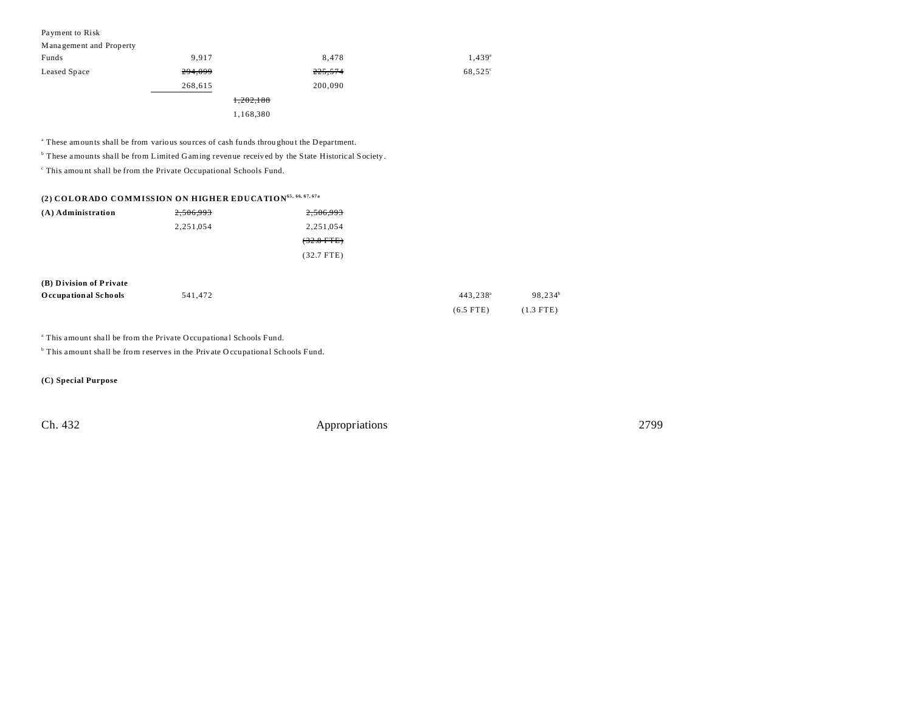| | | | | | |
|---|---|---|---|---|---|
| Payment to Risk Management and Property Funds | 9,917 | | 8,478 | 1,439[a] | |
| Leased Space | ~~294,099~~ | | ~~225,574~~ | 68,525[c] | |
| | 268,615 | | 200,090 | | |
| | | ~~1,202,188~~ | | | |
| | | 1,168,380 | | | |

[a] These amounts shall be from various sources of cash funds throughout the Department.

[b] These amounts shall be from Limited Gaming revenue received by the State Historical Society.

[c] This amount shall be from the Private Occupational Schools Fund.

**(2) COLORADO COMMISSION ON HIGHER EDUCATION**[65, 66, 67, 67a]

| | | | | | |
|---|---|---|---|---|---|
| **(A) Administration** | ~~2,506,993~~ | | ~~2,506,993~~ | | |
| | 2,251,054 | | 2,251,054 | | |
| | | | ~~(32.8 FTE)~~ | | |
| | | | (32.7 FTE) | | |
| **(B) Division of Private Occupational Schools** | 541,472 | | | 443,238[a] | 98,234[b] |
| | | | | (6.5 FTE) | (1.3 FTE) |

[a] This amount shall be from the Private Occupational Schools Fund.

[b] This amount shall be from reserves in the Private Occupational Schools Fund.

**(C) Special Purpose**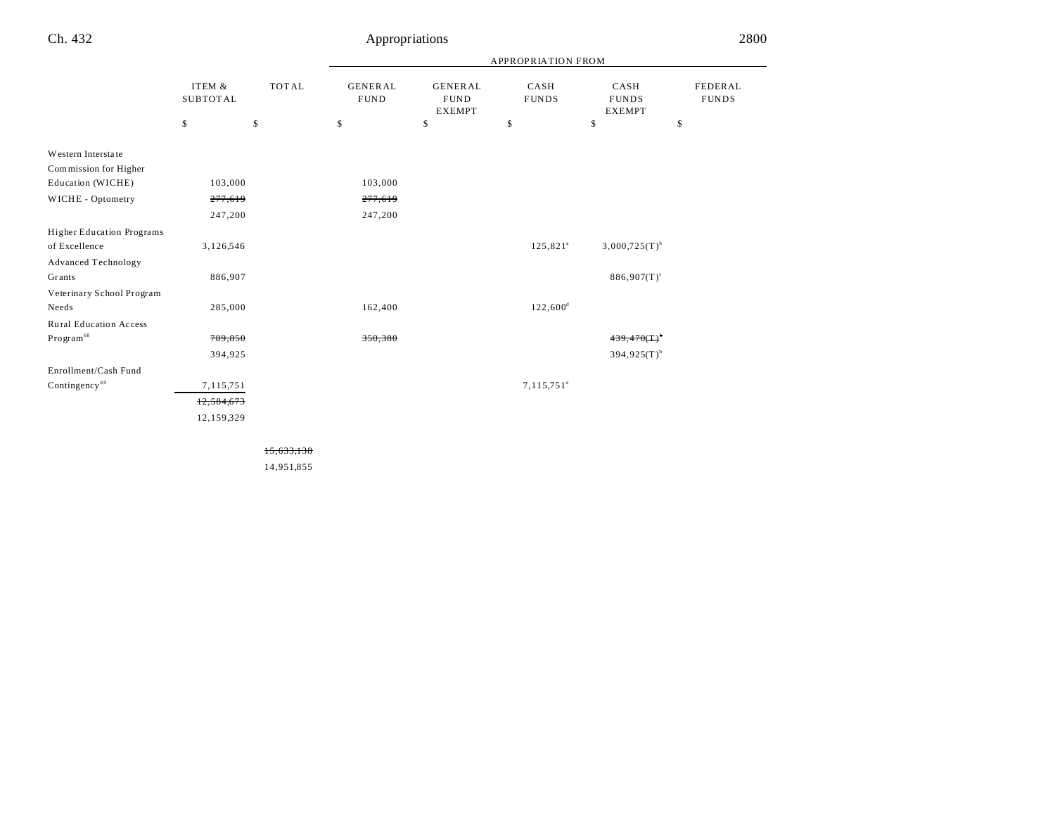|  | ITEM & SUBTOTAL | TOTAL | APPROPRIATION FROM |  |  |  |  |
|---|---|---|---|---|---|---|---|
|  |  |  | GENERAL FUND | GENERAL FUND EXEMPT | CASH FUNDS | CASH FUNDS EXEMPT | FEDERAL FUNDS |
|  | $ | $ | $ | $ | $ | $ | $ |
| Western Interstate Commission for Higher Education (WICHE) | 103,000 |  | 103,000 |  |  |  |  |
| WICHE - Optometry | ~~277,619~~ 247,200 |  | ~~277,619~~ 247,200 |  |  |  |  |
| Higher Education Programs of Excellence | 3,126,546 |  |  |  | 125,821[a] | 3,000,725(T)[b] |  |
| Advanced Technology Grants | 886,907 |  |  |  |  | 886,907(T)[c] |  |
| Veterinary School Program Needs | 285,000 |  | 162,400 |  | 122,600[d] |  |  |
| Rural Education Access Program[68] | ~~789,850~~ 394,925 |  | ~~350,380~~ |  |  | ~~439,470(T)[b]~~ 394,925(T)[b] |  |
| Enrollment/Cash Fund Contingency[69] | 7,115,751 |  |  |  | 7,115,751[e] |  |  |
|  | ~~12,584,673~~ 12,159,329 |  |  |  |  |  |  |
|  |  | ~~15,633,138~~ 14,951,855 |  |  |  |  |  |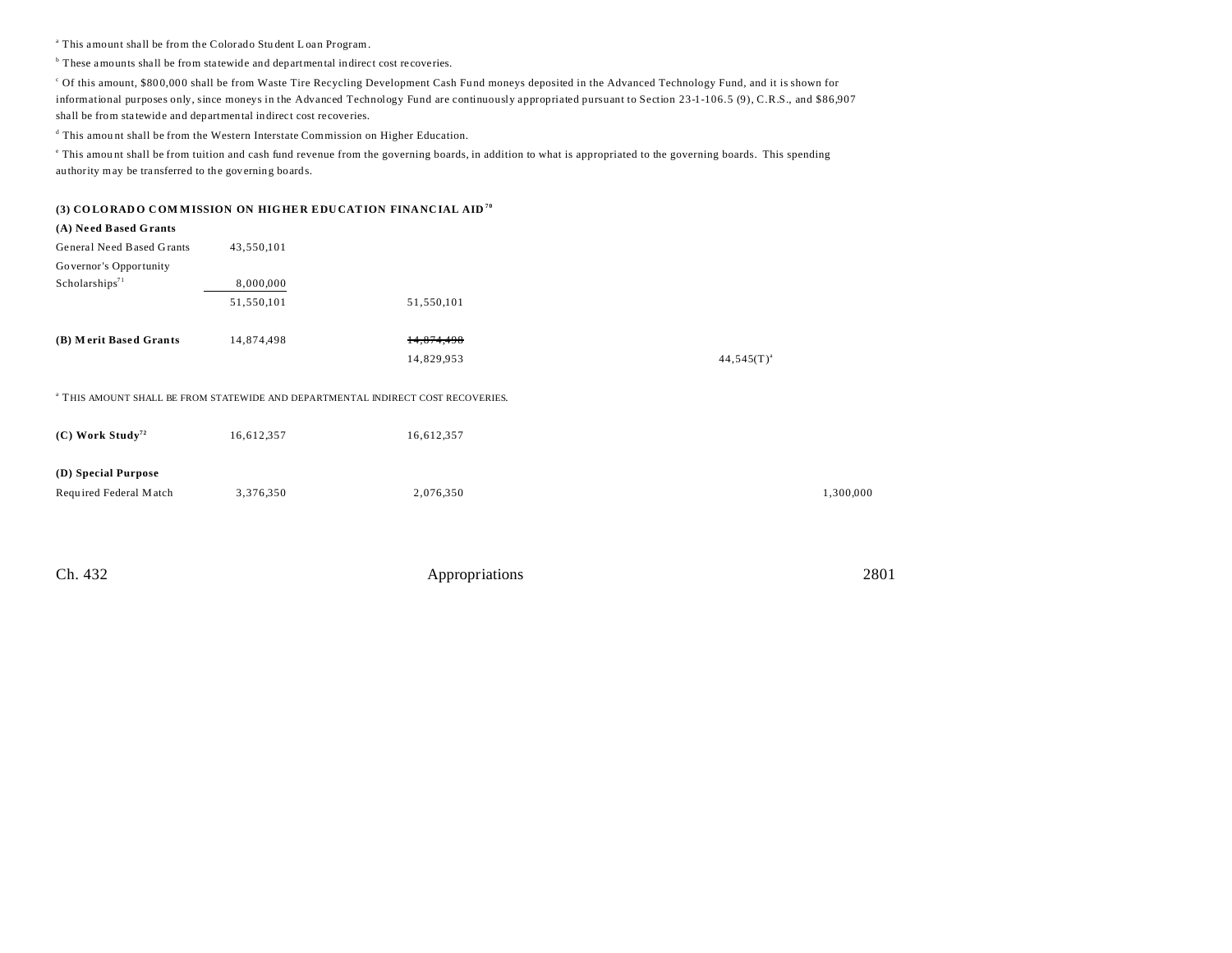[a] This amount shall be from the Colorado Student Loan Program.

[b] These amounts shall be from statewide and departmental indirect cost recoveries.

[c] Of this amount, $800,000 shall be from Waste Tire Recycling Development Cash Fund moneys deposited in the Advanced Technology Fund, and it is shown for informational purposes only, since moneys in the Advanced Technology Fund are continuously appropriated pursuant to Section 23-1-106.5 (9), C.R.S., and $86,907 shall be from statewide and departmental indirect cost recoveries.

[d] This amount shall be from the Western Interstate Commission on Higher Education.

[e] This amount shall be from tuition and cash fund revenue from the governing boards, in addition to what is appropriated to the governing boards. This spending authority may be transferred to the governing boards.

**(3) COLORADO COMMISSION ON HIGHER EDUCATION FINANCIAL AID[70]**

| | | | | | |
|---|---|---|---|---|---|
| **(A) Need Based Grants** | | | | | |
| General Need Based Grants | 43,550,101 | | | | |
| Governor's Opportunity Scholarships[71] | 8,000,000 | | | | |
| | 51,550,101 | 51,550,101 | | | |
| | | | | | |
| **(B) Merit Based Grants** | 14,874,498 | ~~14,874,498~~ | | | |
| | | 14,829,953 | | 44,545(T)[a] | |

[a] THIS AMOUNT SHALL BE FROM STATEWIDE AND DEPARTMENTAL INDIRECT COST RECOVERIES.

| | | | | | |
|---|---|---|---|---|---|
| **(C) Work Study[72]** | 16,612,357 | 16,612,357 | | | |
| | | | | | |
| **(D) Special Purpose** | | | | | |
| Required Federal Match | 3,376,350 | 2,076,350 | | | 1,300,000 |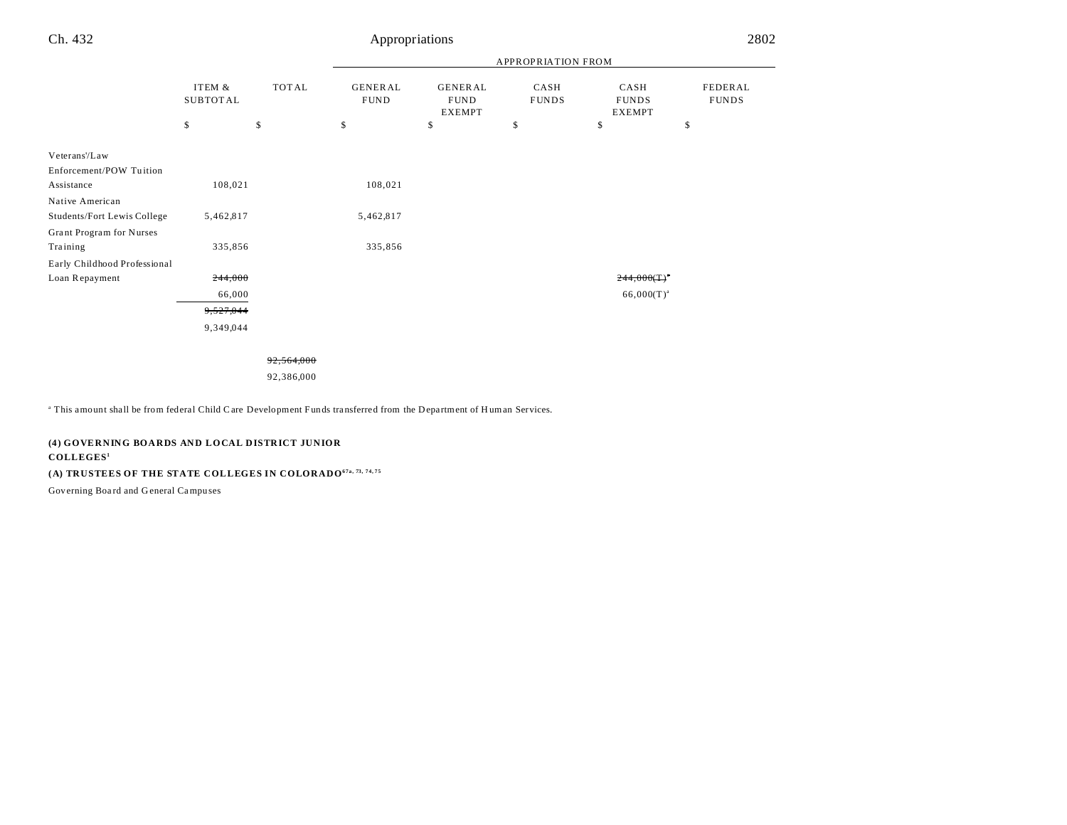| | ITEM & SUBTOTAL | TOTAL | GENERAL FUND | GENERAL FUND EXEMPT | CASH FUNDS | CASH FUNDS EXEMPT | FEDERAL FUNDS |
|---|---|---|---|---|---|---|---|
| | | | APPROPRIATION FROM | | | | |
| | $ | $ | $ | $ | $ | $ | $ |
| Veterans'/Law Enforcement/POW Tuition Assistance | 108,021 | | 108,021 | | | | |
| Native American Students/Fort Lewis College | 5,462,817 | | 5,462,817 | | | | |
| Grant Program for Nurses Training | 335,856 | | 335,856 | | | | |
| Early Childhood Professional Loan Repayment | ~~244,000~~ | | | | | ~~244,000(T)~~[a] | |
| | 66,000 | | | | | 66,000(T)[a] | |
| | ~~9,527,044~~ | | | | | | |
| | 9,349,044 | | | | | | |
| | | ~~92,564,000~~ | | | | | |
| | | 92,386,000 | | | | | |

[a] This amount shall be from federal Child Care Development Funds transferred from the Department of Human Services.

**(4) GOVERNING BOARDS AND LOCAL DISTRICT JUNIOR COLLEGES[1]**

**(A) TRUSTEES OF THE STATE COLLEGES IN COLORADO[67a, 73, 74, 75]**

Governing Board and General Campuses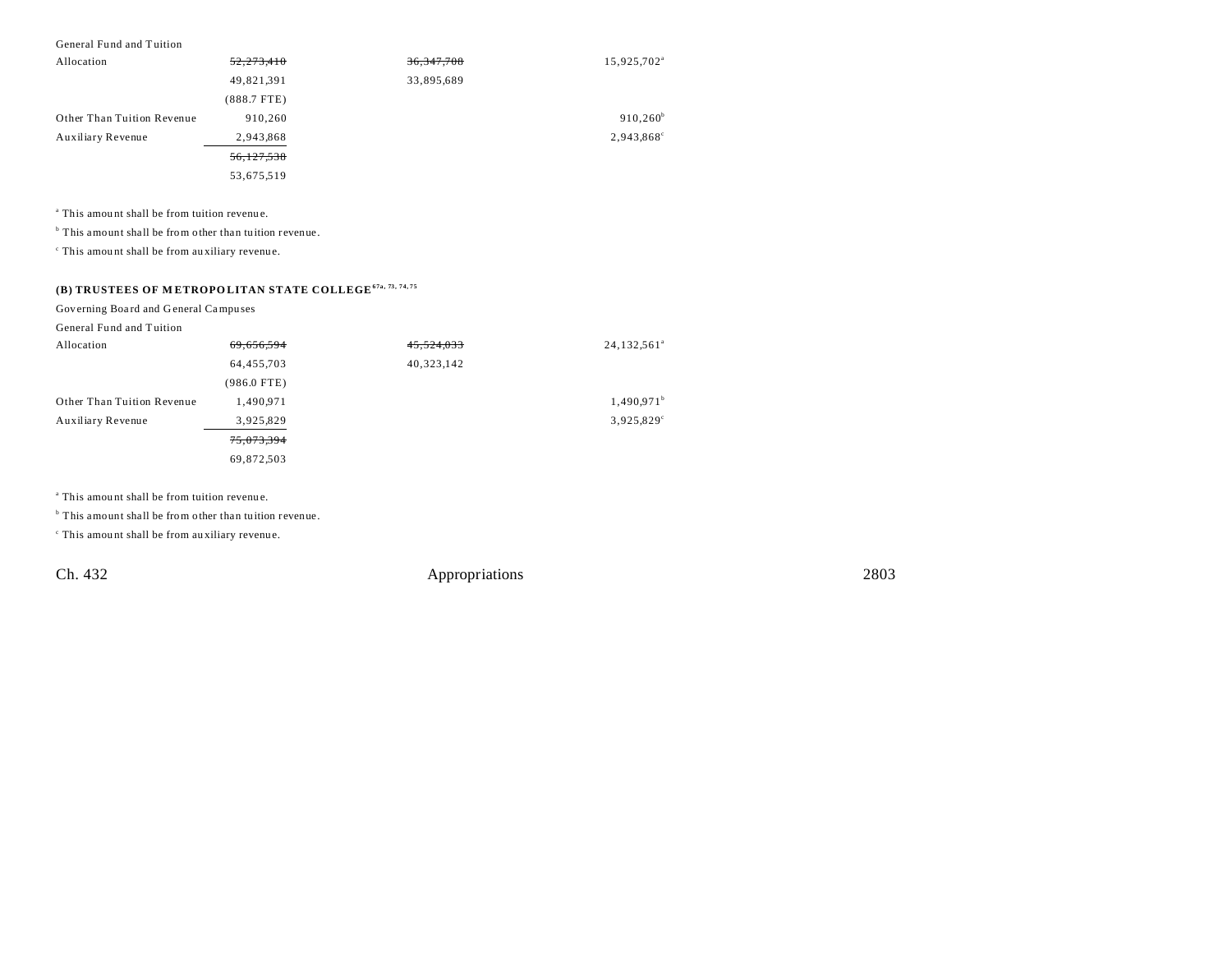| | | | |
|---|---|---|---|
| General Fund and Tuition | | | |
| Allocation | ~~52,273,410~~ | ~~36,347,708~~ | 15,925,702[a] |
| | 49,821,391 | 33,895,689 | |
| | (888.7 FTE) | | |
| Other Than Tuition Revenue | 910,260 | | 910,260[b] |
| Auxiliary Revenue | 2,943,868 | | 2,943,868[c] |
| | ~~56,127,538~~ | | |
| | 53,675,519 | | |

[a] This amount shall be from tuition revenue.

[b] This amount shall be from other than tuition revenue.

[c] This amount shall be from auxiliary revenue.

**(B) TRUSTEES OF METROPOLITAN STATE COLLEGE**[67a, 73, 74, 75]

| | | | |
|---|---|---|---|
| Governing Board and General Campuses | | | |
| General Fund and Tuition | | | |
| Allocation | ~~69,656,594~~ | ~~45,524,033~~ | 24,132,561[a] |
| | 64,455,703 | 40,323,142 | |
| | (986.0 FTE) | | |
| Other Than Tuition Revenue | 1,490,971 | | 1,490,971[b] |
| Auxiliary Revenue | 3,925,829 | | 3,925,829[c] |
| | ~~75,073,394~~ | | |
| | 69,872,503 | | |

[a] This amount shall be from tuition revenue.

[b] This amount shall be from other than tuition revenue.

[c] This amount shall be from auxiliary revenue.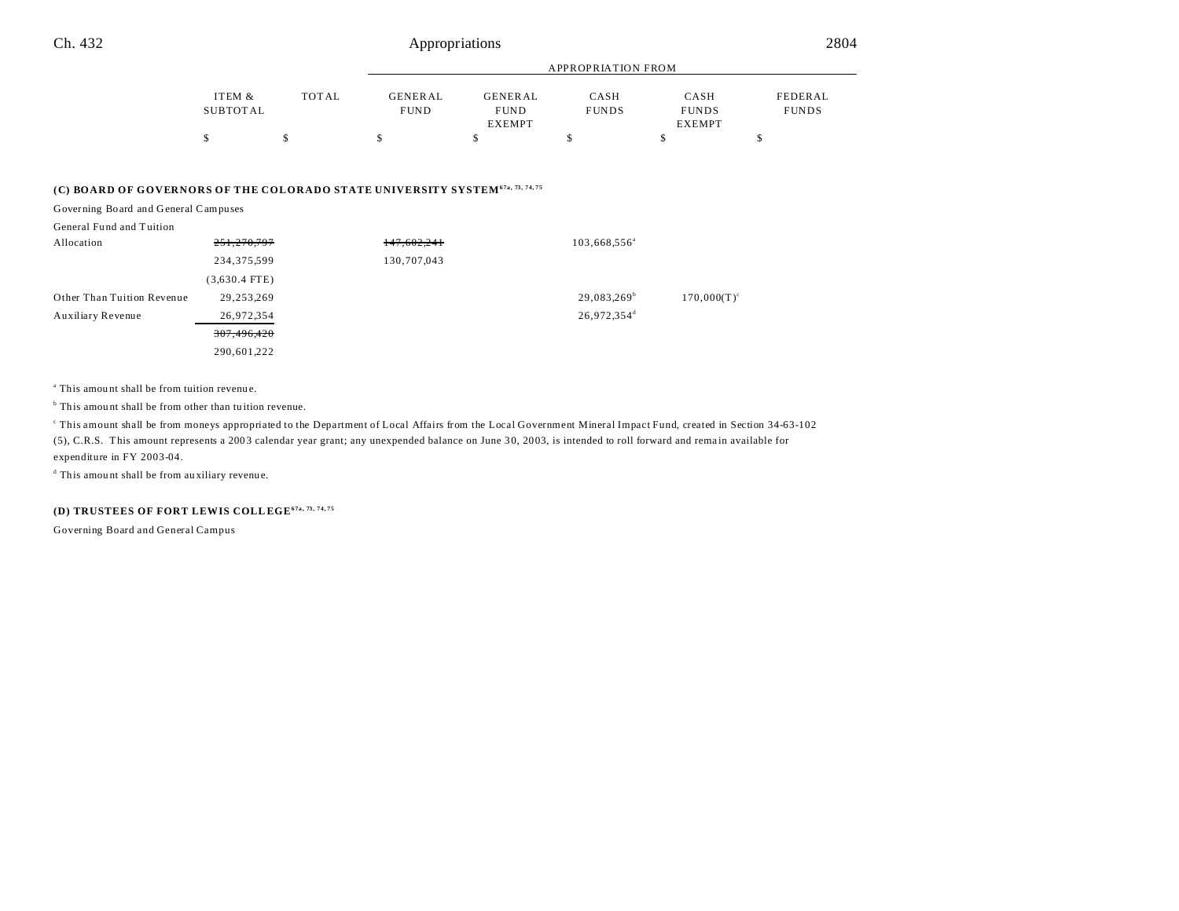| | ITEM & SUBTOTAL | TOTAL | APPROPRIATION FROM GENERAL FUND | GENERAL FUND EXEMPT | CASH FUNDS | CASH FUNDS EXEMPT | FEDERAL FUNDS |
|---|---|---|---|---|---|---|---|
| | $ | $ | $ | $ | $ | $ | $ |

**(C) BOARD OF GOVERNORS OF THE COLORADO STATE UNIVERSITY SYSTEM[67a, 73, 74, 75]**

| | ITEM & SUBTOTAL | TOTAL | GENERAL FUND | GENERAL FUND EXEMPT | CASH FUNDS | CASH FUNDS EXEMPT | FEDERAL FUNDS |
|---|---|---|---|---|---|---|---|
| Governing Board and General Campuses | | | | | | | |
| General Fund and Tuition Allocation | ~~251,270,797~~ | | ~~147,602,241~~ | | 103,668,556[a] | | |
| | 234,375,599 | | 130,707,043 | | | | |
| | (3,630.4 FTE) | | | | | | |
| Other Than Tuition Revenue | 29,253,269 | | | | 29,083,269[b] | 170,000(T)[c] | |
| Auxiliary Revenue | 26,972,354 | | | | 26,972,354[d] | | |
| | ~~307,496,420~~ | | | | | | |
| | 290,601,222 | | | | | | |

[a] This amount shall be from tuition revenue.

[b] This amount shall be from other than tuition revenue.

[c] This amount shall be from moneys appropriated to the Department of Local Affairs from the Local Government Mineral Impact Fund, created in Section 34-63-102 (5), C.R.S. This amount represents a 2003 calendar year grant; any unexpended balance on June 30, 2003, is intended to roll forward and remain available for expenditure in FY 2003-04.

[d] This amount shall be from auxiliary revenue.

**(D) TRUSTEES OF FORT LEWIS COLLEGE[67a, 73, 74, 75]**

Governing Board and General Campus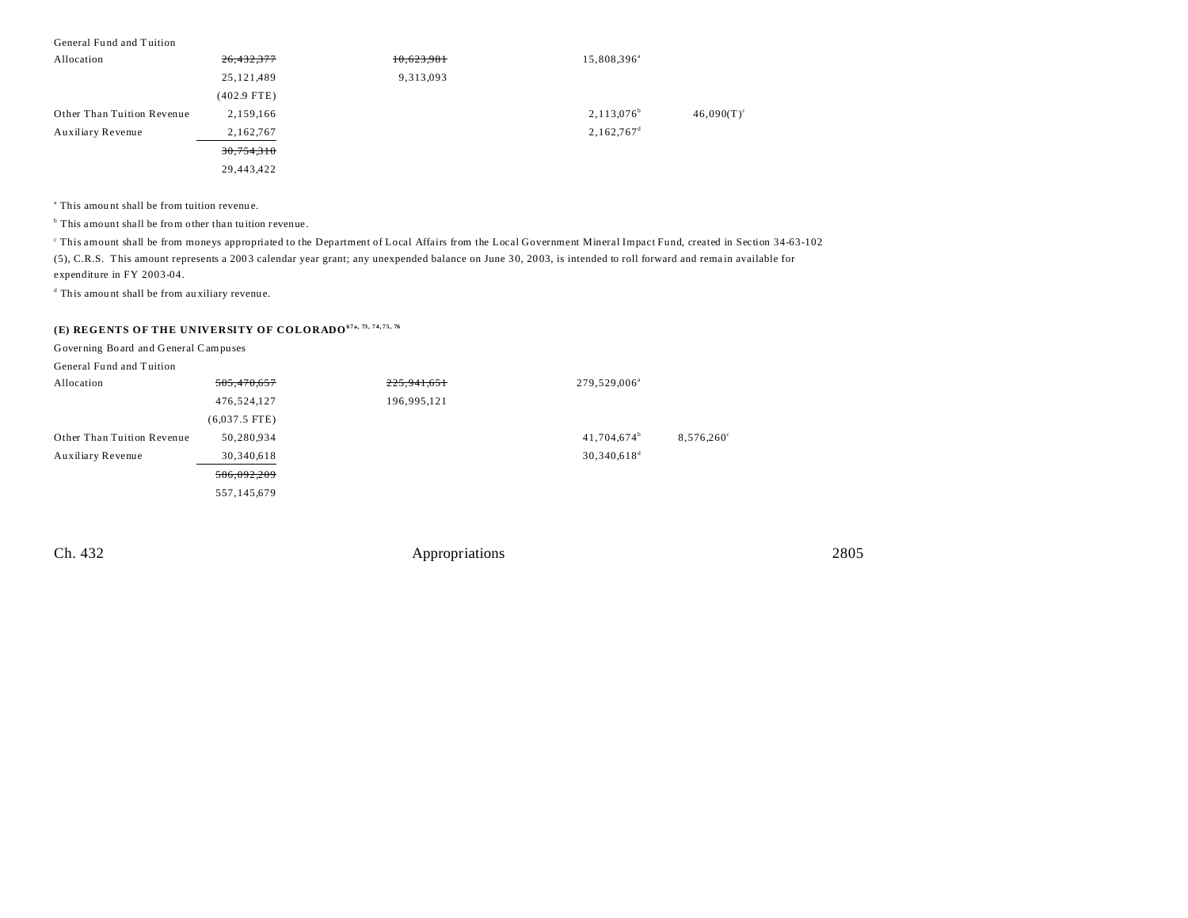| | | | | |
|---|---|---|---|---|
| General Fund and Tuition | | | | |
| Allocation | ~~26,432,377~~ | ~~10,623,981~~ | 15,808,396[a] | |
| | 25,121,489 | 9,313,093 | | |
| | (402.9 FTE) | | | |
| Other Than Tuition Revenue | 2,159,166 | | 2,113,076[b] | 46,090(T)[c] |
| Auxiliary Revenue | 2,162,767 | | 2,162,767[d] | |
| | ~~30,754,310~~ | | | |
| | 29,443,422 | | | |

[a] This amount shall be from tuition revenue.

[b] This amount shall be from other than tuition revenue.

[c] This amount shall be from moneys appropriated to the Department of Local Affairs from the Local Government Mineral Impact Fund, created in Section 34-63-102 (5), C.R.S. This amount represents a 2003 calendar year grant; any unexpended balance on June 30, 2003, is intended to roll forward and remain available for expenditure in FY 2003-04.

[d] This amount shall be from auxiliary revenue.

**(E) REGENTS OF THE UNIVERSITY OF COLORADO[67a, 73, 74, 75, 76]**

| | | | | |
|---|---|---|---|---|
| Governing Board and General Campuses | | | | |
| General Fund and Tuition | | | | |
| Allocation | ~~505,470,657~~ | ~~225,941,651~~ | 279,529,006[a] | |
| | 476,524,127 | 196,995,121 | | |
| | (6,037.5 FTE) | | | |
| Other Than Tuition Revenue | 50,280,934 | | 41,704,674[b] | 8,576,260[c] |
| Auxiliary Revenue | 30,340,618 | | 30,340,618[d] | |
| | ~~586,092,209~~ | | | |
| | 557,145,679 | | | |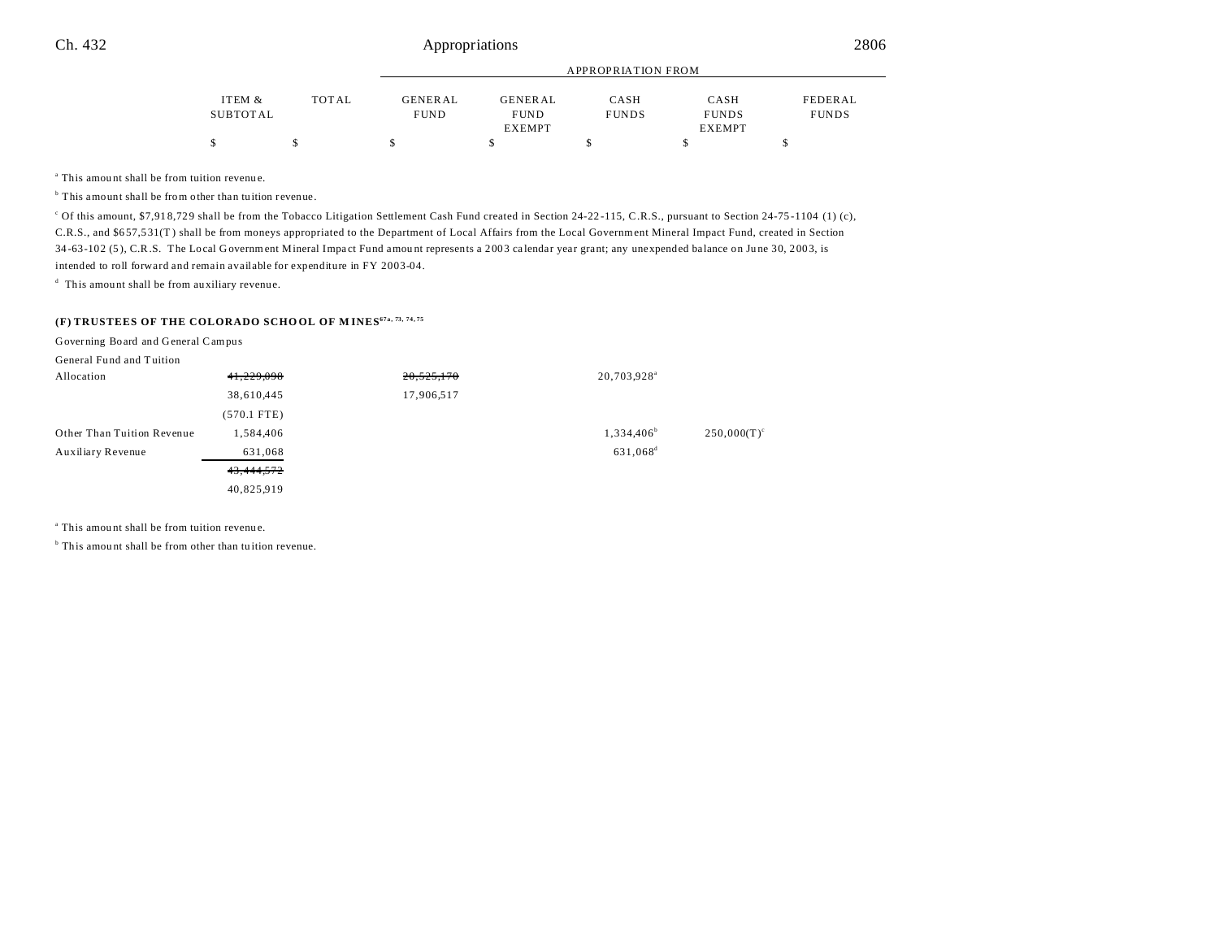| | ITEM & SUBTOTAL | TOTAL | APPROPRIATION FROM GENERAL FUND | GENERAL FUND EXEMPT | CASH FUNDS | CASH FUNDS EXEMPT | FEDERAL FUNDS |
|---|---|---|---|---|---|---|---|
| | $ | $ | $ | $ | $ | $ | $ |

[a] This amount shall be from tuition revenue.

[b] This amount shall be from other than tuition revenue.

[c] Of this amount, $7,918,729 shall be from the Tobacco Litigation Settlement Cash Fund created in Section 24-22-115, C.R.S., pursuant to Section 24-75-1104 (1) (c), C.R.S., and $657,531(T) shall be from moneys appropriated to the Department of Local Affairs from the Local Government Mineral Impact Fund, created in Section 34-63-102 (5), C.R.S. The Local Government Mineral Impact Fund amount represents a 2003 calendar year grant; any unexpended balance on June 30, 2003, is intended to roll forward and remain available for expenditure in FY 2003-04.

[d] This amount shall be from auxiliary revenue.

**(F) TRUSTEES OF THE COLORADO SCHOOL OF MINES[67a, 73, 74, 75]**

Governing Board and General Campus

| | ITEM & SUBTOTAL | TOTAL | GENERAL FUND | GENERAL FUND EXEMPT | CASH FUNDS | CASH FUNDS EXEMPT | FEDERAL FUNDS |
|---|---|---|---|---|---|---|---|
| General Fund and Tuition Allocation | ~~41,229,098~~ 38,610,445 (570.1 FTE) | | ~~20,525,170~~ 17,906,517 | | 20,703,928[a] | | |
| Other Than Tuition Revenue | 1,584,406 | | | | 1,334,406[b] | 250,000(T)[c] | |
| Auxiliary Revenue | 631,068 | | | | 631,068[d] | | |
| | ~~43,444,572~~ 40,825,919 | | | | | | |

[a] This amount shall be from tuition revenue.

[b] This amount shall be from other than tuition revenue.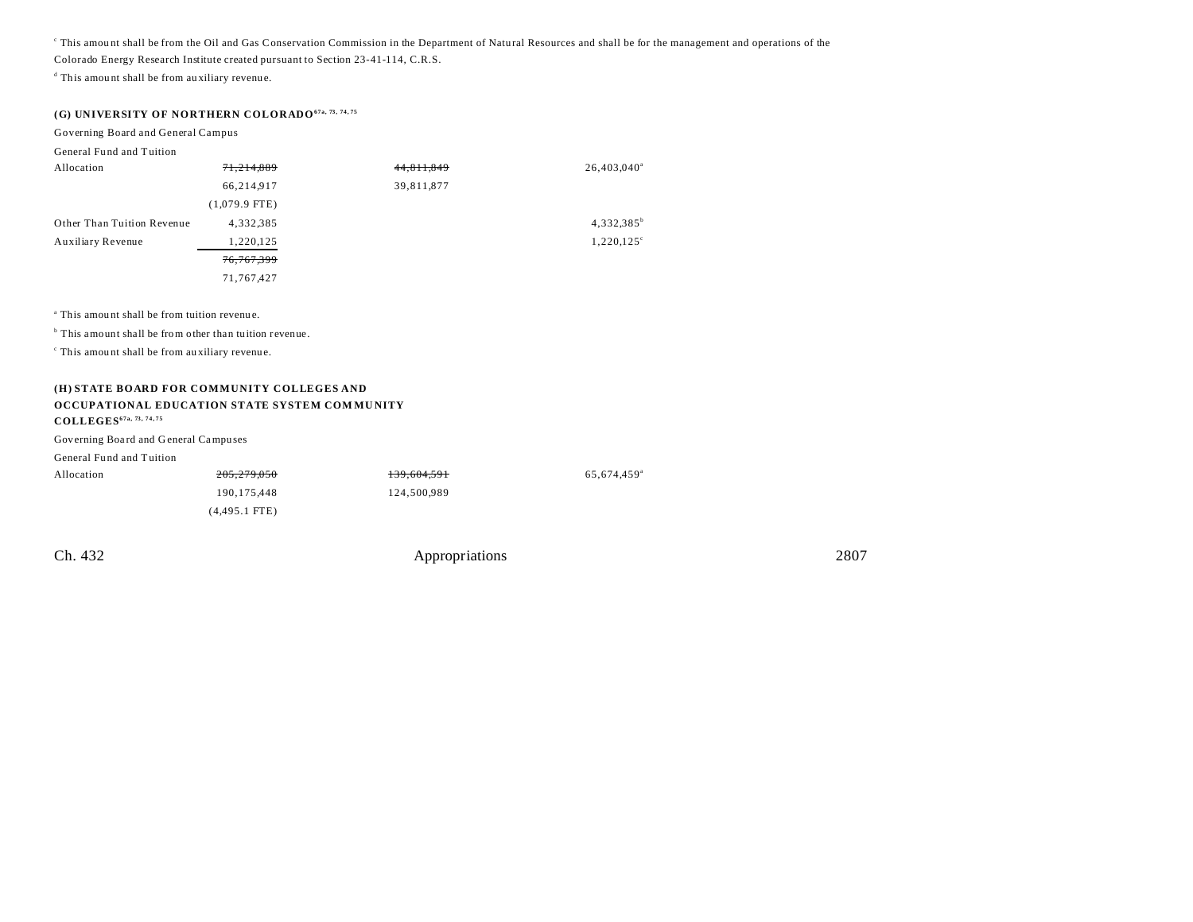[c] This amount shall be from the Oil and Gas Conservation Commission in the Department of Natural Resources and shall be for the management and operations of the Colorado Energy Research Institute created pursuant to Section 23-41-114, C.R.S.

[d] This amount shall be from auxiliary revenue.

**(G) UNIVERSITY OF NORTHERN COLORADO[67a, 73, 74, 75]**

Governing Board and General Campus

| | | | |
|---|---|---|---|
| General Fund and Tuition Allocation | ~~71,214,889~~ 66,214,917 (1,079.9 FTE) | ~~44,811,849~~ 39,811,877 | 26,403,040[a] |
| Other Than Tuition Revenue | 4,332,385 | | 4,332,385[b] |
| Auxiliary Revenue | 1,220,125 | | 1,220,125[c] |
| | ~~76,767,399~~ 71,767,427 | | |

[a] This amount shall be from tuition revenue.

[b] This amount shall be from other than tuition revenue.

[c] This amount shall be from auxiliary revenue.

**(H) STATE BOARD FOR COMMUNITY COLLEGES AND OCCUPATIONAL EDUCATION STATE SYSTEM COMMUNITY COLLEGES[67a, 73, 74, 75]**

Governing Board and General Campuses

| | | | |
|---|---|---|---|
| General Fund and Tuition Allocation | ~~205,279,050~~ 190,175,448 (4,495.1 FTE) | ~~139,604,591~~ 124,500,989 | 65,674,459[a] |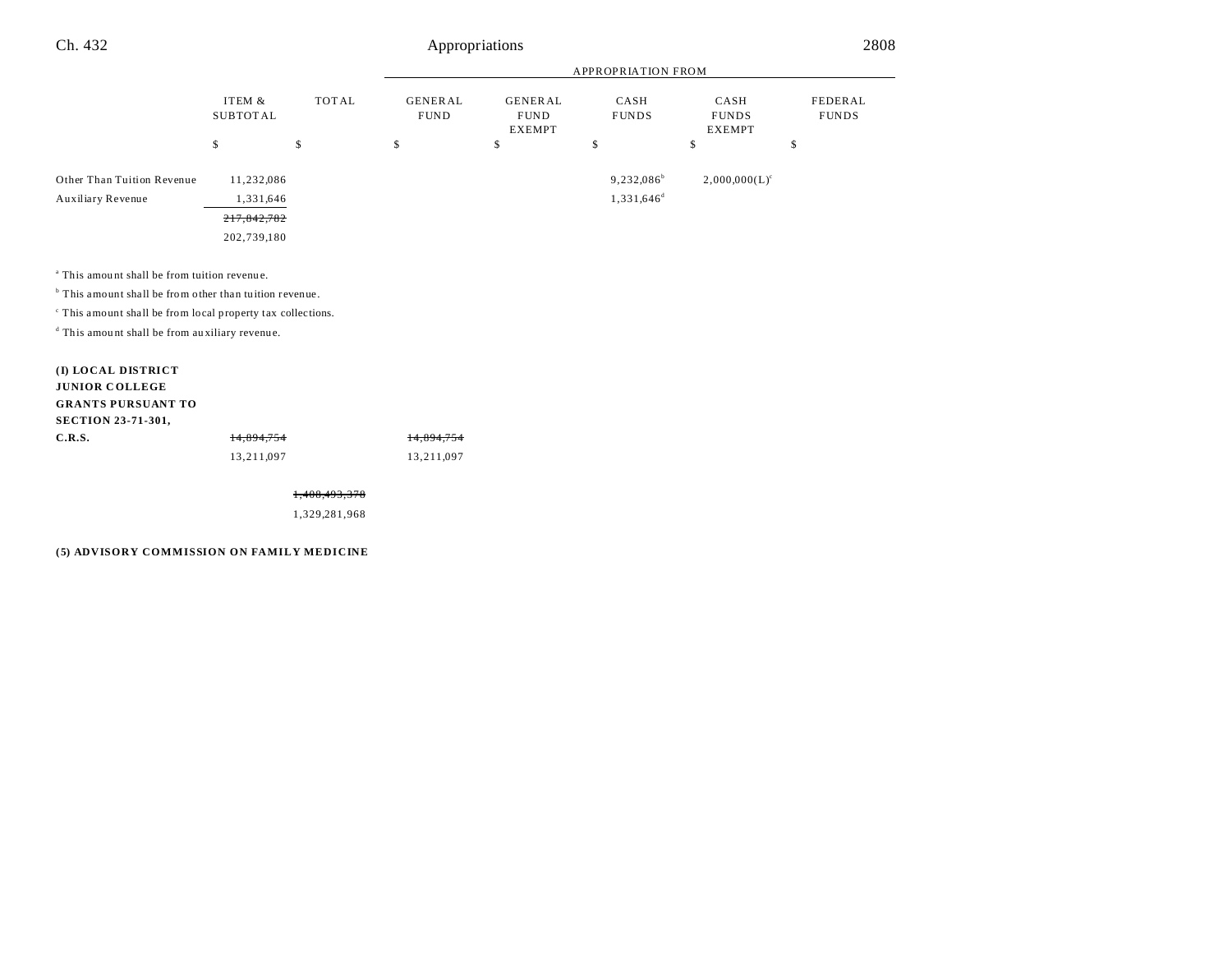| | ITEM & SUBTOTAL | TOTAL | APPROPRIATION FROM | | | | |
|---|---|---|---|---|---|---|---|
| | | | GENERAL FUND | GENERAL FUND EXEMPT | CASH FUNDS | CASH FUNDS EXEMPT | FEDERAL FUNDS |
| | $ | $ | $ | $ | $ | $ | $ |
| Other Than Tuition Revenue | 11,232,086 | | | | 9,232,086[b] | 2,000,000(L)[c] | |
| Auxiliary Revenue | 1,331,646 | | | | 1,331,646[d] | | |
| | ~~217,842,782~~ | | | | | | |
| | 202,739,180 | | | | | | |

[a] This amount shall be from tuition revenue.

[b] This amount shall be from other than tuition revenue.

[c] This amount shall be from local property tax collections.

[d] This amount shall be from auxiliary revenue.

| | ITEM & SUBTOTAL | TOTAL | GENERAL FUND | GENERAL FUND EXEMPT | CASH FUNDS | CASH FUNDS EXEMPT | FEDERAL FUNDS |
|---|---|---|---|---|---|---|---|
| **(I) LOCAL DISTRICT JUNIOR COLLEGE GRANTS PURSUANT TO SECTION 23-71-301, C.R.S.** | ~~14,894,754~~ | | ~~14,894,754~~ | | | | |
| | 13,211,097 | | 13,211,097 | | | | |
| | | ~~1,408,493,378~~ | | | | | |
| | | 1,329,281,968 | | | | | |

**(5) ADVISORY COMMISSION ON FAMILY MEDICINE**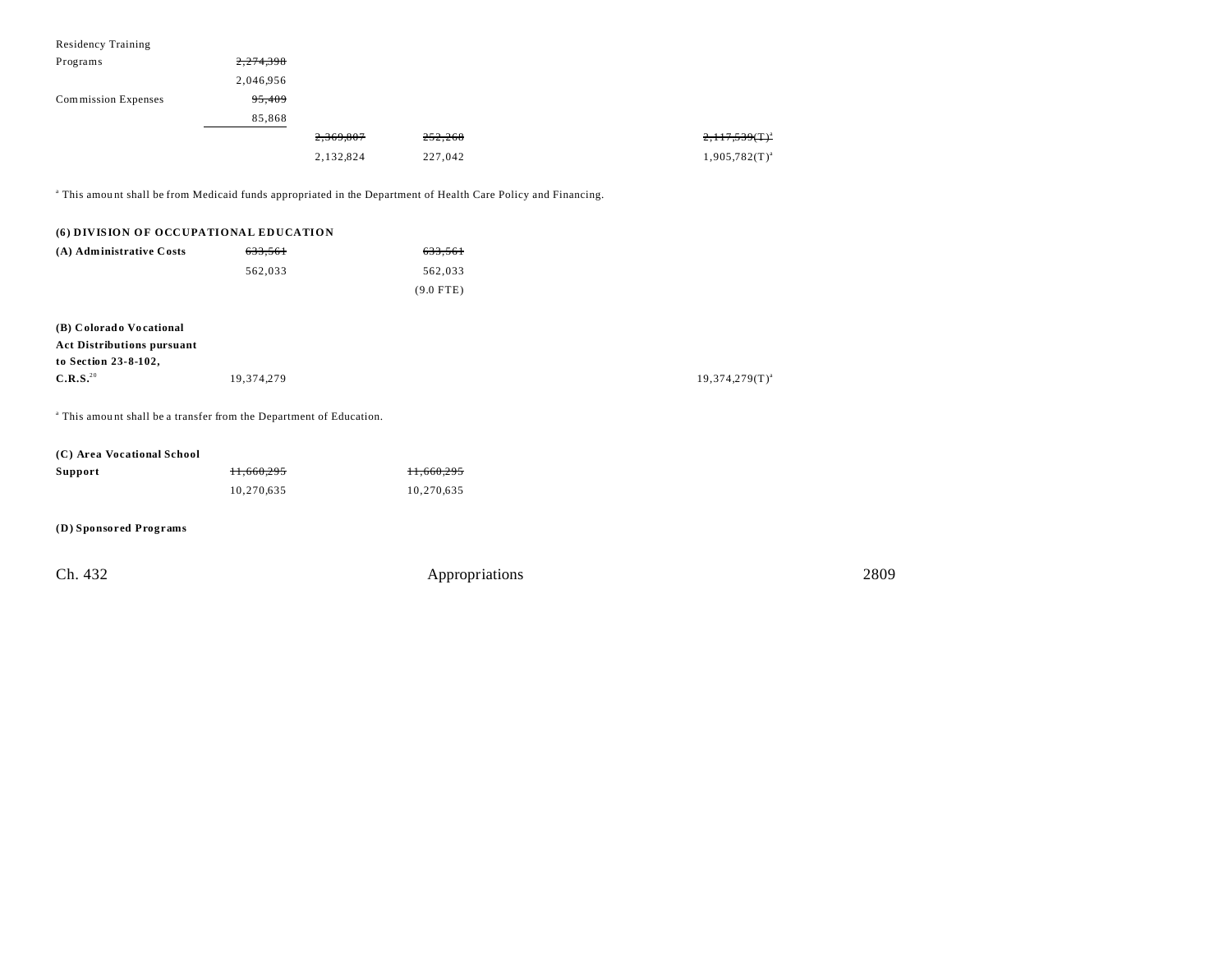| | | | | | | |
|---|---|---|---|---|---|---|
| Residency Training Programs | ~~2,274,398~~ 2,046,956 | | | | | |
| Commission Expenses | ~~95,409~~ 85,868 | | | | | |
| | | ~~2,369,807~~ 2,132,824 | ~~252,268~~ 227,042 | | ~~2,117,539(T)[a]~~ 1,905,782(T)[a] | |

[a] This amount shall be from Medicaid funds appropriated in the Department of Health Care Policy and Financing.

**(6) DIVISION OF OCCUPATIONAL EDUCATION**

| | | | | | | |
|---|---|---|---|---|---|---|
| **(A) Administrative Costs** | ~~633,561~~ 562,033 | | ~~633,561~~ 562,033 (9.0 FTE) | | | |
| **(B) Colorado Vocational Act Distributions pursuant to Section 23-8-102, C.R.S.**[20] | 19,374,279 | | | | 19,374,279(T)[a] | |

[a] This amount shall be a transfer from the Department of Education.

| | | | | | | |
|---|---|---|---|---|---|---|
| **(C) Area Vocational School Support** | ~~11,660,295~~ 10,270,635 | | ~~11,660,295~~ 10,270,635 | | | |

**(D) Sponsored Programs**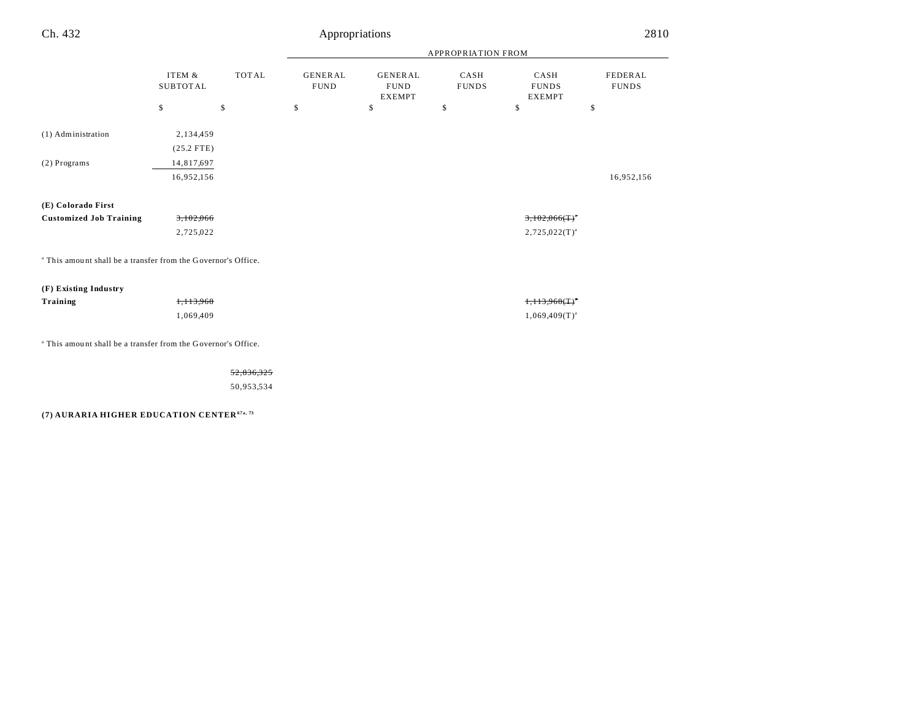| | ITEM & SUBTOTAL | TOTAL | APPROPRIATION FROM GENERAL FUND | GENERAL FUND EXEMPT | CASH FUNDS | CASH FUNDS EXEMPT | FEDERAL FUNDS |
|---|---|---|---|---|---|---|---|
| | $ | $ | $ | $ | $ | $ | $ |
| (1) Administration | 2,134,459 | | | | | | |
| | (25.2 FTE) | | | | | | |
| (2) Programs | 14,817,697 | | | | | | |
| | 16,952,156 | | | | | | 16,952,156 |
| **(E) Colorado First Customized Job Training** | ~~3,102,066~~ | | | | | ~~3,102,066(T)~~[a] | |
| | 2,725,022 | | | | | 2,725,022(T)[a] | |

[a] This amount shall be a transfer from the Governor's Office.

| | ITEM & SUBTOTAL | TOTAL | GENERAL FUND | GENERAL FUND EXEMPT | CASH FUNDS | CASH FUNDS EXEMPT | FEDERAL FUNDS |
|---|---|---|---|---|---|---|---|
| **(F) Existing Industry Training** | ~~1,113,968~~ | | | | | ~~1,113,968(T)~~[a] | |
| | 1,069,409 | | | | | 1,069,409(T)[a] | |

[a] This amount shall be a transfer from the Governor's Office.

| | ITEM & SUBTOTAL | TOTAL | GENERAL FUND | GENERAL FUND EXEMPT | CASH FUNDS | CASH FUNDS EXEMPT | FEDERAL FUNDS |
|---|---|---|---|---|---|---|---|
| | | ~~52,836,325~~ | | | | | |
| | | 50,953,534 | | | | | |

**(7) AURARIA HIGHER EDUCATION CENTER**[67a, 73]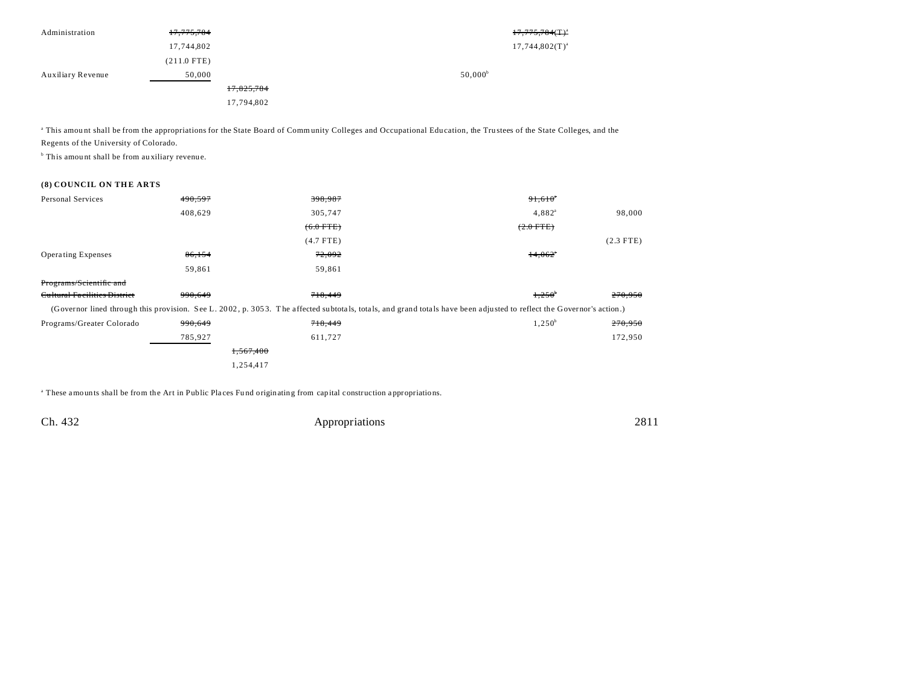| | | | | | | |
|---|---|---|---|---|---|---|
| Administration | ~~17,775,784~~ | | | | ~~17,775,784(T)[a]~~ | |
| | 17,744,802 | | | | 17,744,802(T)[a] | |
| | (211.0 FTE) | | | | | |
| Auxiliary Revenue | 50,000 | | | 50,000[b] | | |
| | | ~~17,825,784~~ | | | | |
| | | 17,794,802 | | | | |

[a] This amount shall be from the appropriations for the State Board of Community Colleges and Occupational Education, the Trustees of the State Colleges, and the Regents of the University of Colorado.

[b] This amount shall be from auxiliary revenue.

**(8) COUNCIL ON THE ARTS**

| | | | | | | |
|---|---|---|---|---|---|---|
| Personal Services | ~~490,597~~ | | ~~398,987~~ | | ~~91,610[a]~~ | |
| | 408,629 | | 305,747 | | 4,882[a] | 98,000 |
| | | | ~~(6.0 FTE)~~ | | ~~(2.0 FTE)~~ | |
| | | | (4.7 FTE) | | | (2.3 FTE) |
| Operating Expenses | ~~86,154~~ | | ~~72,092~~ | | ~~14,062[a]~~ | |
| | 59,861 | | 59,861 | | | |
| ~~Programs/Scientific and Cultural Facilities District~~ | ~~990,649~~ | | ~~718,449~~ | | ~~1,250[b]~~ | ~~270,950~~ |

(Governor lined through this provision. See L. 2002, p. 3053. The affected subtotals, totals, and grand totals have been adjusted to reflect the Governor's action.)

| | | | | | | |
|---|---|---|---|---|---|---|
| Programs/Greater Colorado | ~~990,649~~ | | ~~718,449~~ | | 1,250[b] | ~~270,950~~ |
| | 785,927 | | 611,727 | | | 172,950 |
| | | ~~1,567,400~~ | | | | |
| | | 1,254,417 | | | | |

[a] These amounts shall be from the Art in Public Places Fund originating from capital construction appropriations.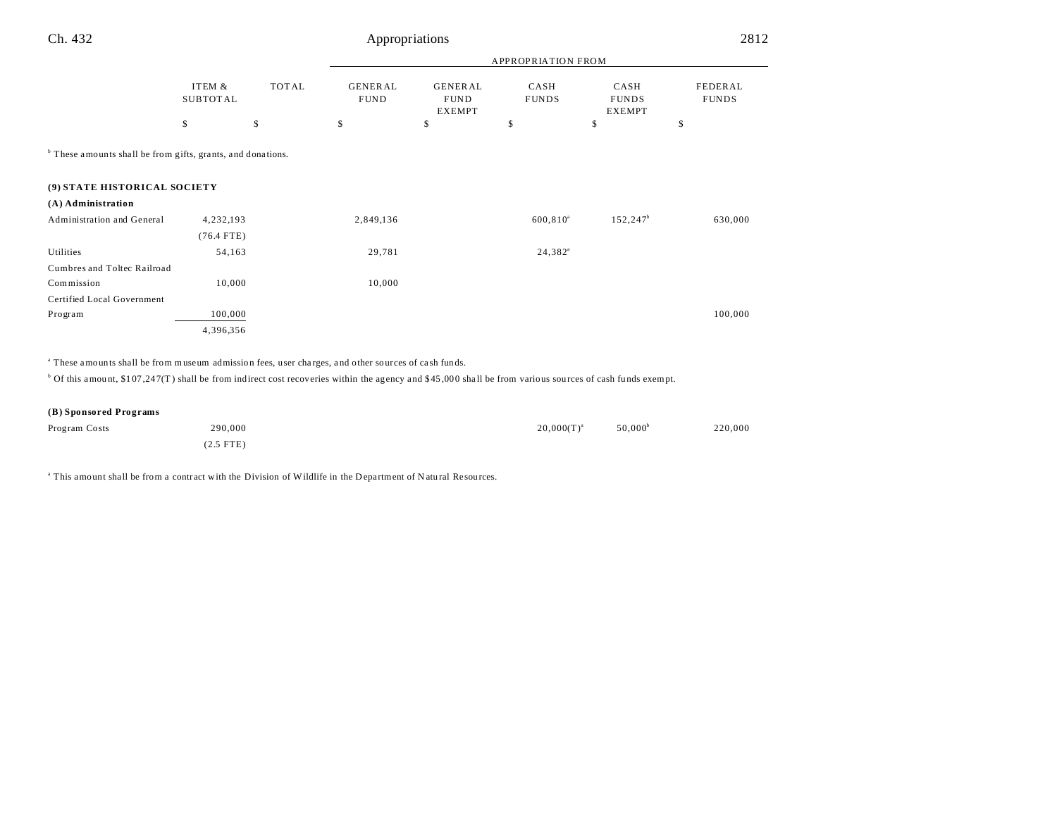|  | ITEM & SUBTOTAL | TOTAL | APPROPRIATION FROM GENERAL FUND | GENERAL FUND EXEMPT | CASH FUNDS | CASH FUNDS EXEMPT | FEDERAL FUNDS |
|---|---|---|---|---|---|---|---|
|  | $ | $ | $ | $ | $ | $ | $ |

[b] These amounts shall be from gifts, grants, and donations.

**(9) STATE HISTORICAL SOCIETY**

**(A) Administration**

|  | ITEM & SUBTOTAL | TOTAL | GENERAL FUND | GENERAL FUND EXEMPT | CASH FUNDS | CASH FUNDS EXEMPT | FEDERAL FUNDS |
|---|---|---|---|---|---|---|---|
| Administration and General | 4,232,193 |  | 2,849,136 |  | 600,810[a] | 152,247[b] | 630,000 |
|  | (76.4 FTE) |  |  |  |  |  |  |
| Utilities | 54,163 |  | 29,781 |  | 24,382[a] |  |  |
| Cumbres and Toltec Railroad Commission | 10,000 |  | 10,000 |  |  |  |  |
| Certified Local Government Program | 100,000 |  |  |  |  |  | 100,000 |
|  | 4,396,356 |  |  |  |  |  |  |

[a] These amounts shall be from museum admission fees, user charges, and other sources of cash funds.

[b] Of this amount, $107,247(T) shall be from indirect cost recoveries within the agency and $45,000 shall be from various sources of cash funds exempt.

**(B) Sponsored Programs**

|  | ITEM & SUBTOTAL | TOTAL | GENERAL FUND | GENERAL FUND EXEMPT | CASH FUNDS | CASH FUNDS EXEMPT | FEDERAL FUNDS |
|---|---|---|---|---|---|---|---|
| Program Costs | 290,000 |  |  |  | 20,000(T)[a] | 50,000[b] | 220,000 |
|  | (2.5 FTE) |  |  |  |  |  |  |

[a] This amount shall be from a contract with the Division of Wildlife in the Department of Natural Resources.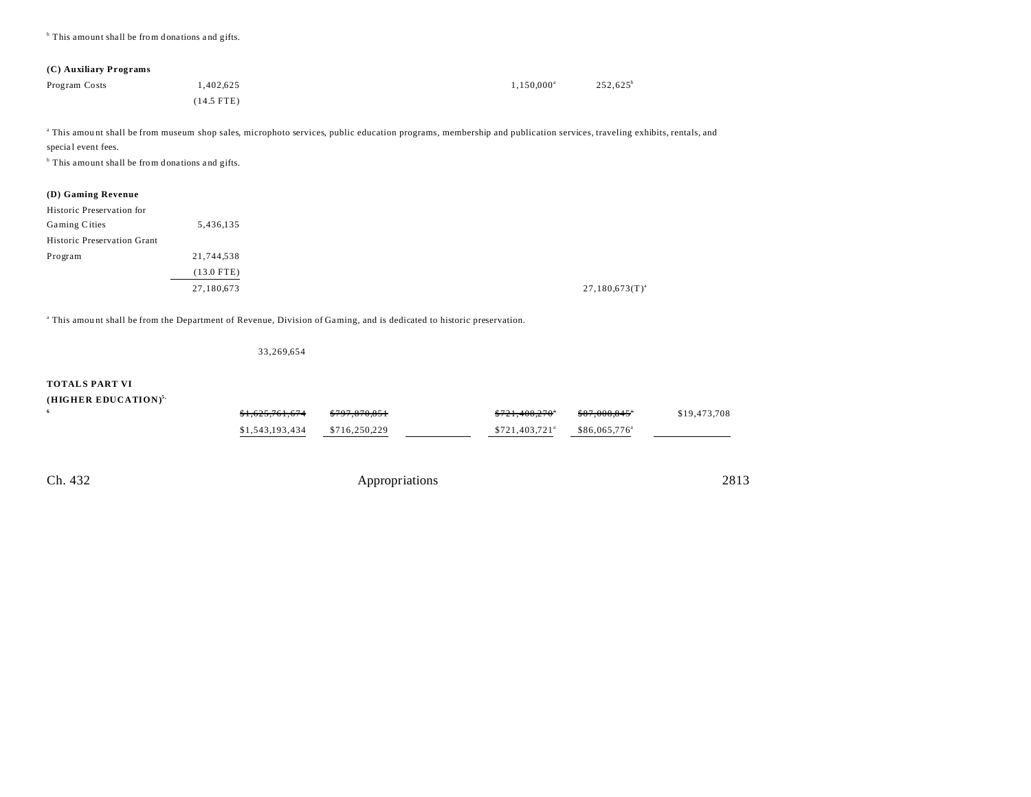[b] This amount shall be from donations and gifts.

| | Item | Total | General Fund | General Fund Exempt | Cash Funds | Cash Funds Exempt | Federal Funds |
|---|---|---|---|---|---|---|---|
| **(C) Auxiliary Programs** | | | | | | | |
| Program Costs | 1,402,625 | | | | 1,150,000[a] | 252,625[b] | |
| | (14.5 FTE) | | | | | | |

[a] This amount shall be from museum shop sales, microphoto services, public education programs, membership and publication services, traveling exhibits, rentals, and special event fees.

[b] This amount shall be from donations and gifts.

| | Item | Total | General Fund | General Fund Exempt | Cash Funds | Cash Funds Exempt | Federal Funds |
|---|---|---|---|---|---|---|---|
| **(D) Gaming Revenue** | | | | | | | |
| Historic Preservation for Gaming Cities | 5,436,135 | | | | | | |
| Historic Preservation Grant Program | 21,744,538 | | | | | | |
| | (13.0 FTE) | | | | | | |
| | 27,180,673 | | | | | 27,180,673(T)[a] | |

[a] This amount shall be from the Department of Revenue, Division of Gaming, and is dedicated to historic preservation.

| | Total | General Fund | General Fund Exempt | Cash Funds | Cash Funds Exempt | Federal Funds |
|---|---|---|---|---|---|---|
| | 33,269,654 | | | | | |
| **TOTALS PART VI (HIGHER EDUCATION)**[5, 6] | ~~$1,625,761,674~~ | ~~$797,870,851~~ | | ~~$721,408,270~~[a] | ~~$87,008,845~~[a] | $19,473,708 |
| | $1,543,193,434 | $716,250,229 | | $721,403,721[a] | $86,065,776[a] | |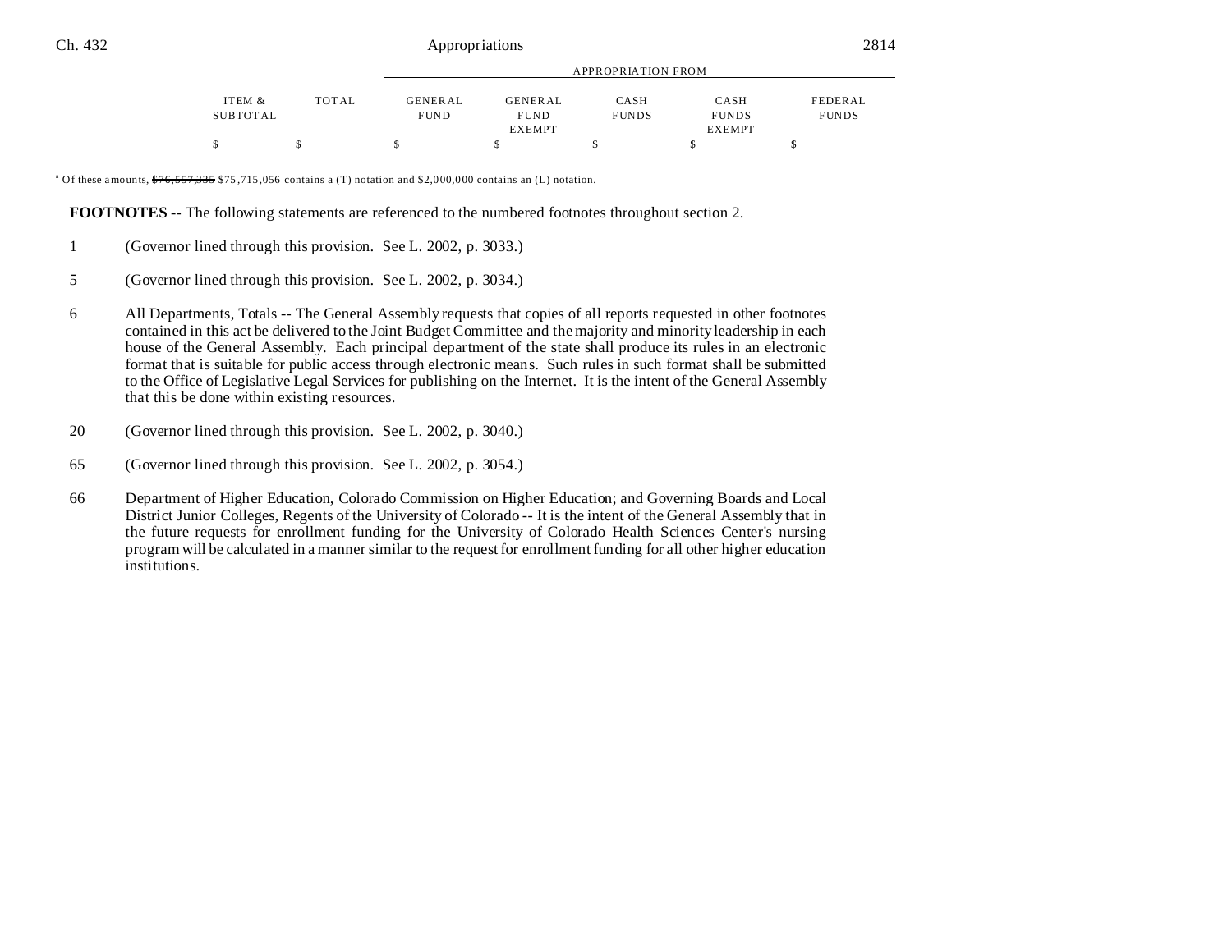| ITEM & SUBTOTAL | TOTAL | GENERAL FUND | GENERAL FUND EXEMPT | CASH FUNDS | CASH FUNDS EXEMPT | FEDERAL FUNDS |
|---|---|---|---|---|---|---|
| $ | $ | $ | $ | $ | $ | $ |

[a] Of these amounts, ~~$76,557,335~~ $75,715,056 contains a (T) notation and $2,000,000 contains an (L) notation.

**FOOTNOTES** -- The following statements are referenced to the numbered footnotes throughout section 2.

1 (Governor lined through this provision. See L. 2002, p. 3033.)

5 (Governor lined through this provision. See L. 2002, p. 3034.)

6 All Departments, Totals -- The General Assembly requests that copies of all reports requested in other footnotes contained in this act be delivered to the Joint Budget Committee and the majority and minority leadership in each house of the General Assembly. Each principal department of the state shall produce its rules in an electronic format that is suitable for public access through electronic means. Such rules in such format shall be submitted to the Office of Legislative Legal Services for publishing on the Internet. It is the intent of the General Assembly that this be done within existing resources.

20 (Governor lined through this provision. See L. 2002, p. 3040.)

65 (Governor lined through this provision. See L. 2002, p. 3054.)

66 Department of Higher Education, Colorado Commission on Higher Education; and Governing Boards and Local District Junior Colleges, Regents of the University of Colorado -- It is the intent of the General Assembly that in the future requests for enrollment funding for the University of Colorado Health Sciences Center's nursing program will be calculated in a manner similar to the request for enrollment funding for all other higher education institutions.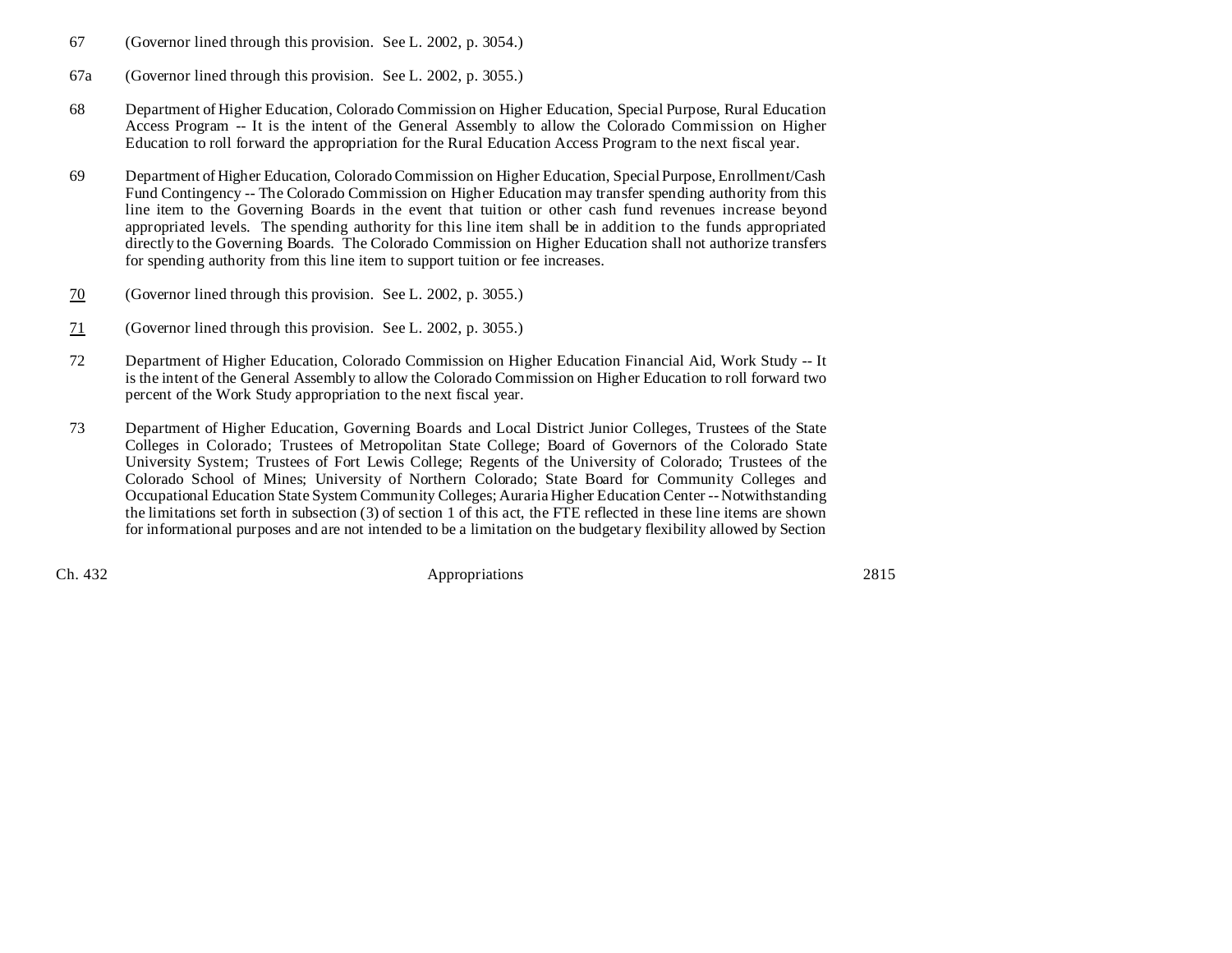67 (Governor lined through this provision. See L. 2002, p. 3054.)

67a (Governor lined through this provision. See L. 2002, p. 3055.)

68 Department of Higher Education, Colorado Commission on Higher Education, Special Purpose, Rural Education Access Program -- It is the intent of the General Assembly to allow the Colorado Commission on Higher Education to roll forward the appropriation for the Rural Education Access Program to the next fiscal year.

69 Department of Higher Education, Colorado Commission on Higher Education, Special Purpose, Enrollment/Cash Fund Contingency -- The Colorado Commission on Higher Education may transfer spending authority from this line item to the Governing Boards in the event that tuition or other cash fund revenues increase beyond appropriated levels. The spending authority for this line item shall be in addition to the funds appropriated directly to the Governing Boards. The Colorado Commission on Higher Education shall not authorize transfers for spending authority from this line item to support tuition or fee increases.

<u>70</u> (Governor lined through this provision. See L. 2002, p. 3055.)

<u>71</u> (Governor lined through this provision. See L. 2002, p. 3055.)

72 Department of Higher Education, Colorado Commission on Higher Education Financial Aid, Work Study -- It is the intent of the General Assembly to allow the Colorado Commission on Higher Education to roll forward two percent of the Work Study appropriation to the next fiscal year.

73 Department of Higher Education, Governing Boards and Local District Junior Colleges, Trustees of the State Colleges in Colorado; Trustees of Metropolitan State College; Board of Governors of the Colorado State University System; Trustees of Fort Lewis College; Regents of the University of Colorado; Trustees of the Colorado School of Mines; University of Northern Colorado; State Board for Community Colleges and Occupational Education State System Community Colleges; Auraria Higher Education Center -- Notwithstanding the limitations set forth in subsection (3) of section 1 of this act, the FTE reflected in these line items are shown for informational purposes and are not intended to be a limitation on the budgetary flexibility allowed by Section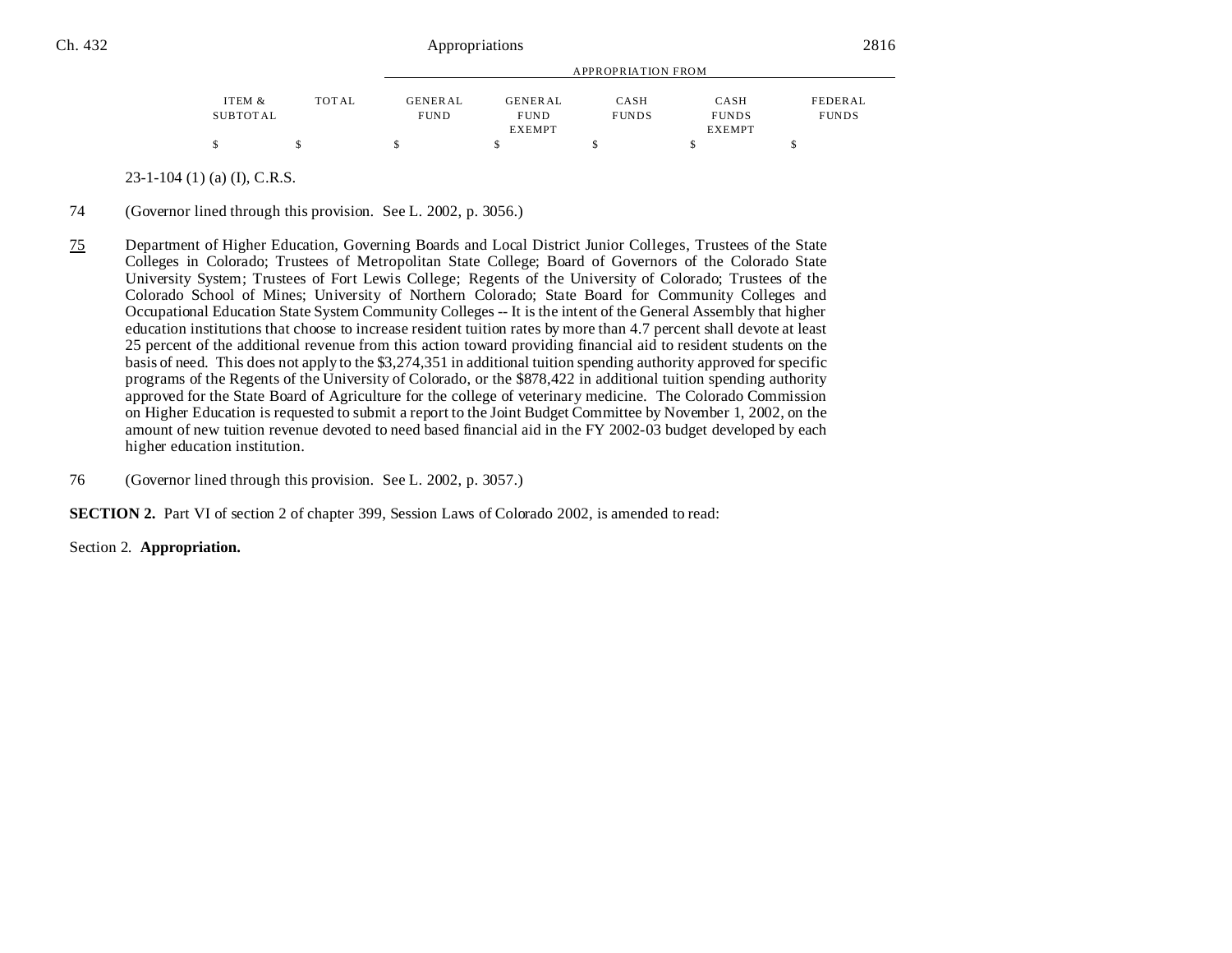| ITEM & SUBTOTAL | TOTAL | GENERAL FUND | GENERAL FUND EXEMPT | CASH FUNDS | CASH FUNDS EXEMPT | FEDERAL FUNDS |
|---|---|---|---|---|---|---|
| $ | $ | $ | $ | $ | $ | $ |

23-1-104 (1) (a) (I), C.R.S.

74 (Governor lined through this provision. See L. 2002, p. 3056.)

75 Department of Higher Education, Governing Boards and Local District Junior Colleges, Trustees of the State Colleges in Colorado; Trustees of Metropolitan State College; Board of Governors of the Colorado State University System; Trustees of Fort Lewis College; Regents of the University of Colorado; Trustees of the Colorado School of Mines; University of Northern Colorado; State Board for Community Colleges and Occupational Education State System Community Colleges -- It is the intent of the General Assembly that higher education institutions that choose to increase resident tuition rates by more than 4.7 percent shall devote at least 25 percent of the additional revenue from this action toward providing financial aid to resident students on the basis of need. This does not apply to the $3,274,351 in additional tuition spending authority approved for specific programs of the Regents of the University of Colorado, or the $878,422 in additional tuition spending authority approved for the State Board of Agriculture for the college of veterinary medicine. The Colorado Commission on Higher Education is requested to submit a report to the Joint Budget Committee by November 1, 2002, on the amount of new tuition revenue devoted to need based financial aid in the FY 2002-03 budget developed by each higher education institution.

76 (Governor lined through this provision. See L. 2002, p. 3057.)

**SECTION 2.** Part VI of section 2 of chapter 399, Session Laws of Colorado 2002, is amended to read:

Section 2. **Appropriation.**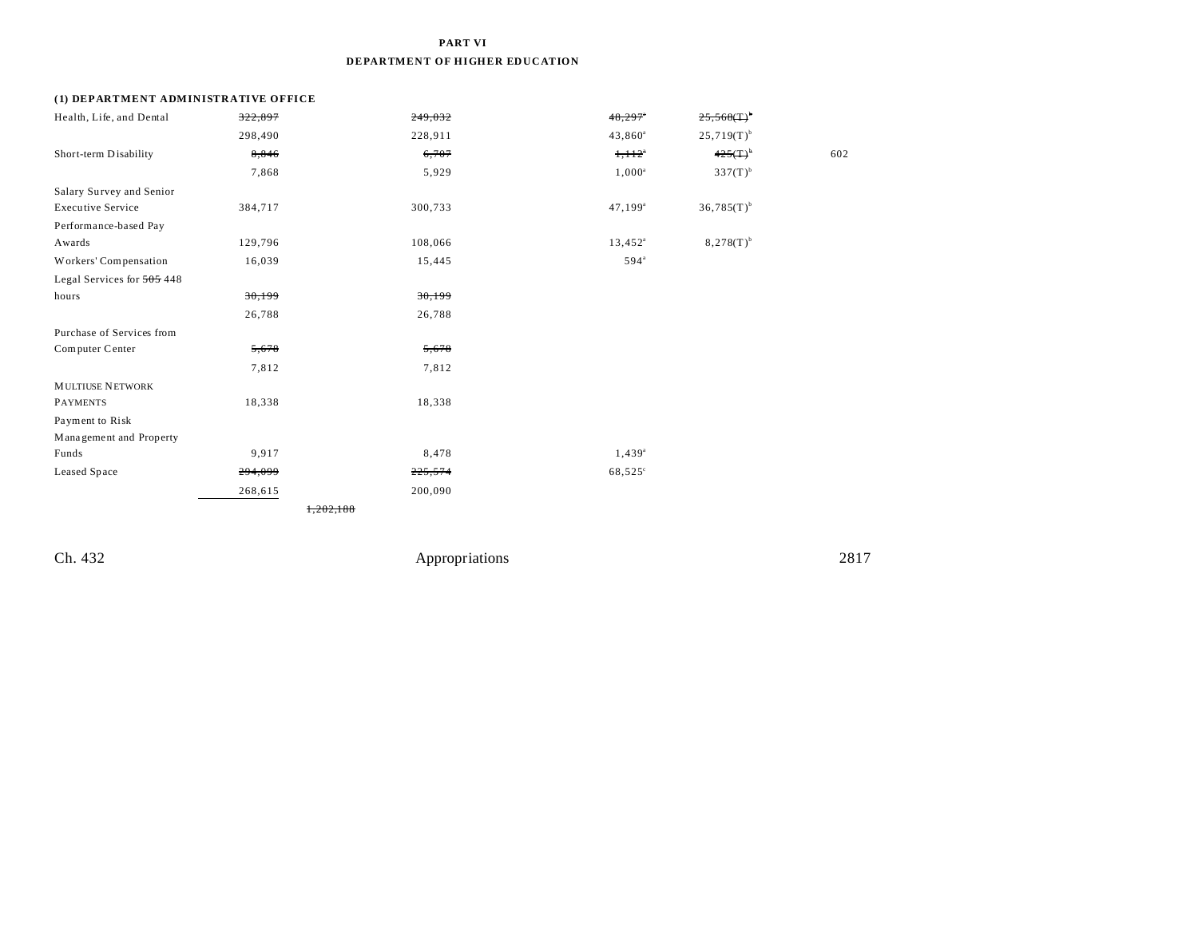**PART VI**

**DEPARTMENT OF HIGHER EDUCATION**

**(1) DEPARTMENT ADMINISTRATIVE OFFICE**

| | | | | | | |
|---|---|---|---|---|---|---|
| Health, Life, and Dental | ~~322,897~~ | | ~~249,032~~ | ~~48,297~~[a] | ~~25,568(T)~~[b] | |
| | 298,490 | | 228,911 | 43,860[a] | 25,719(T)[b] | |
| Short-term Disability | ~~8,846~~ | | ~~6,707~~ | ~~1,112~~[a] | ~~425(T)~~[b] | 602 |
| | 7,868 | | 5,929 | 1,000[a] | 337(T)[b] | |
| Salary Survey and Senior Executive Service | 384,717 | | 300,733 | 47,199[a] | 36,785(T)[b] | |
| Performance-based Pay Awards | 129,796 | | 108,066 | 13,452[a] | 8,278(T)[b] | |
| Workers' Compensation | 16,039 | | 15,445 | 594[a] | | |
| Legal Services for ~~505~~ 448 hours | ~~30,199~~ | | ~~30,199~~ | | | |
| | 26,788 | | 26,788 | | | |
| Purchase of Services from Computer Center | ~~5,678~~ | | ~~5,678~~ | | | |
| | 7,812 | | 7,812 | | | |
| MULTIUSE NETWORK PAYMENTS | 18,338 | | 18,338 | | | |
| Payment to Risk Management and Property Funds | 9,917 | | 8,478 | 1,439[a] | | |
| Leased Space | ~~294,099~~ | | ~~225,574~~ | 68,525[c] | | |
| | 268,615 | | 200,090 | | | |
| | | ~~1,202,188~~ | | | | |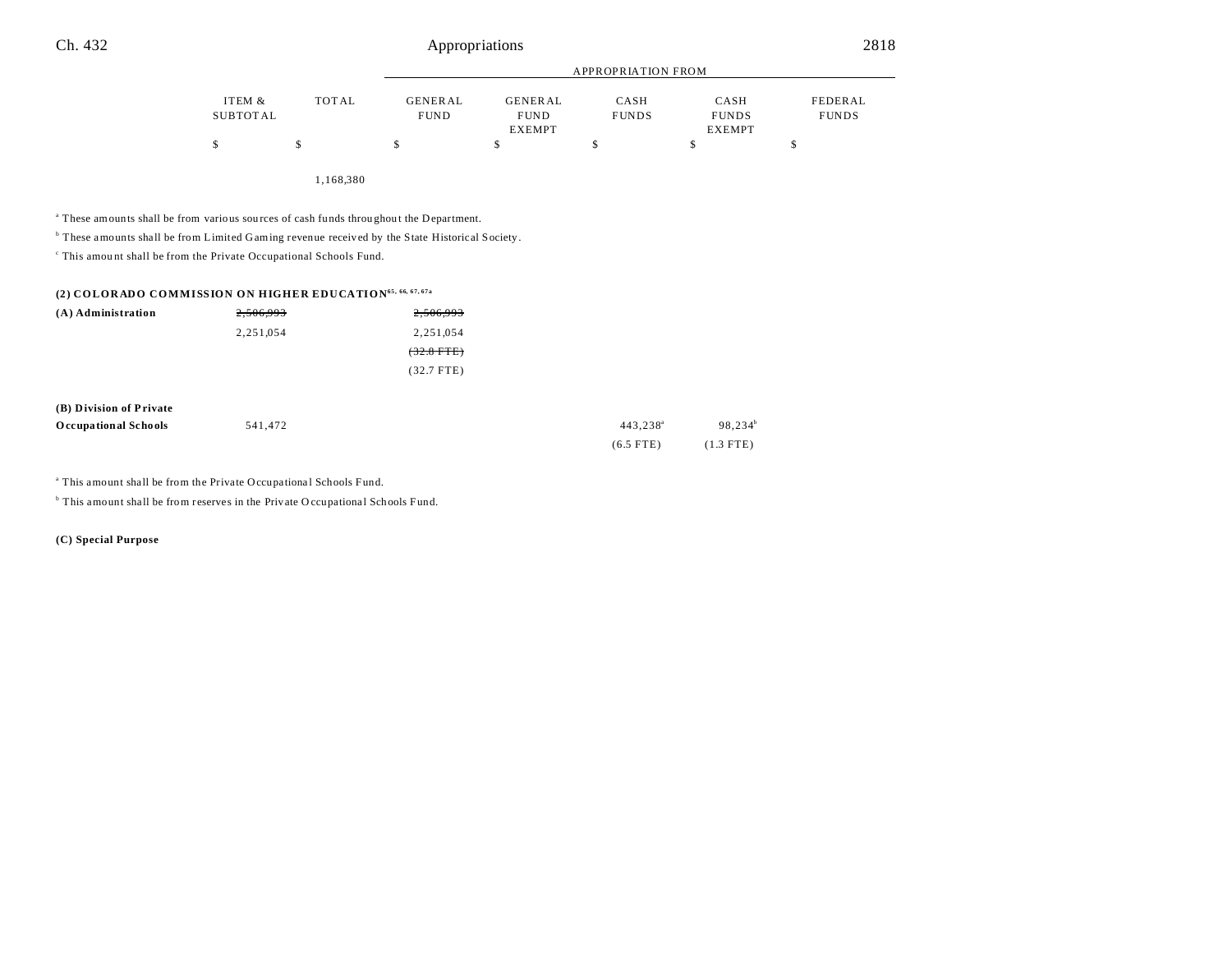| | ITEM & SUBTOTAL | TOTAL | GENERAL FUND | GENERAL FUND EXEMPT | CASH FUNDS | CASH FUNDS EXEMPT | FEDERAL FUNDS |
|---|---|---|---|---|---|---|---|
| | | | APPROPRIATION FROM | | | | |
| | $ | $ | $ | $ | $ | $ | $ |
| | | 1,168,380 | | | | | |

[a] These amounts shall be from various sources of cash funds throughout the Department.

[b] These amounts shall be from Limited Gaming revenue received by the State Historical Society.

[c] This amount shall be from the Private Occupational Schools Fund.

**(2) COLORADO COMMISSION ON HIGHER EDUCATION[65, 66, 67, 67a]**

| | ITEM & SUBTOTAL | TOTAL | GENERAL FUND | GENERAL FUND EXEMPT | CASH FUNDS | CASH FUNDS EXEMPT | FEDERAL FUNDS |
|---|---|---|---|---|---|---|---|
| **(A) Administration** | ~~2,506,993~~ | | ~~2,506,993~~ | | | | |
| | 2,251,054 | | 2,251,054 | | | | |
| | | | ~~(32.8 FTE)~~ | | | | |
| | | | (32.7 FTE) | | | | |
| **(B) Division of Private Occupational Schools** | 541,472 | | | | 443,238[a] | 98,234[b] | |
| | | | | | (6.5 FTE) | (1.3 FTE) | |

[a] This amount shall be from the Private Occupational Schools Fund.

[b] This amount shall be from reserves in the Private Occupational Schools Fund.

**(C) Special Purpose**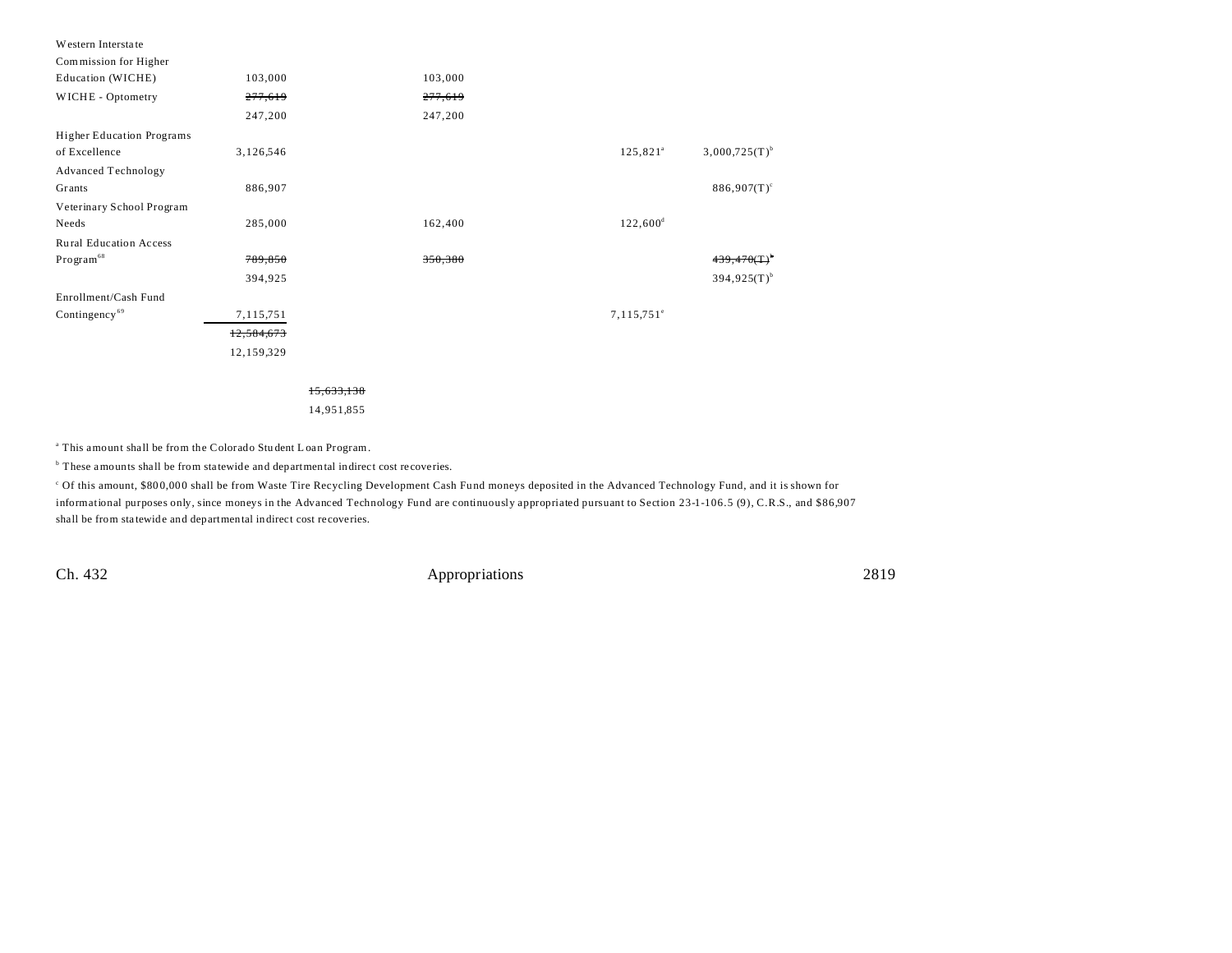| | | | | | | |
|---|---|---|---|---|---|---|
| Western Interstate Commission for Higher Education (WICHE) | 103,000 | | 103,000 | | | |
| WICHE - Optometry | ~~277,619~~ | | ~~277,619~~ | | | |
| | 247,200 | | 247,200 | | | |
| Higher Education Programs of Excellence | 3,126,546 | | | | 125,821[a] | 3,000,725(T)[b] |
| Advanced Technology Grants | 886,907 | | | | | 886,907(T)[c] |
| Veterinary School Program Needs | 285,000 | | 162,400 | | 122,600[d] | |
| Rural Education Access Program[68] | ~~789,850~~ | | ~~350,380~~ | | | ~~439,470(T)[b]~~ |
| | 394,925 | | | | | 394,925(T)[b] |
| Enrollment/Cash Fund Contingency[69] | 7,115,751 | | | | 7,115,751[e] | |
| | ~~12,584,673~~ | | | | | |
| | 12,159,329 | | | | | |
| | | ~~15,633,138~~ | | | | |
| | | 14,951,855 | | | | |

[a] This amount shall be from the Colorado Student Loan Program.

[b] These amounts shall be from statewide and departmental indirect cost recoveries.

[c] Of this amount, $800,000 shall be from Waste Tire Recycling Development Cash Fund moneys deposited in the Advanced Technology Fund, and it is shown for informational purposes only, since moneys in the Advanced Technology Fund are continuously appropriated pursuant to Section 23-1-106.5 (9), C.R.S., and $86,907 shall be from statewide and departmental indirect cost recoveries.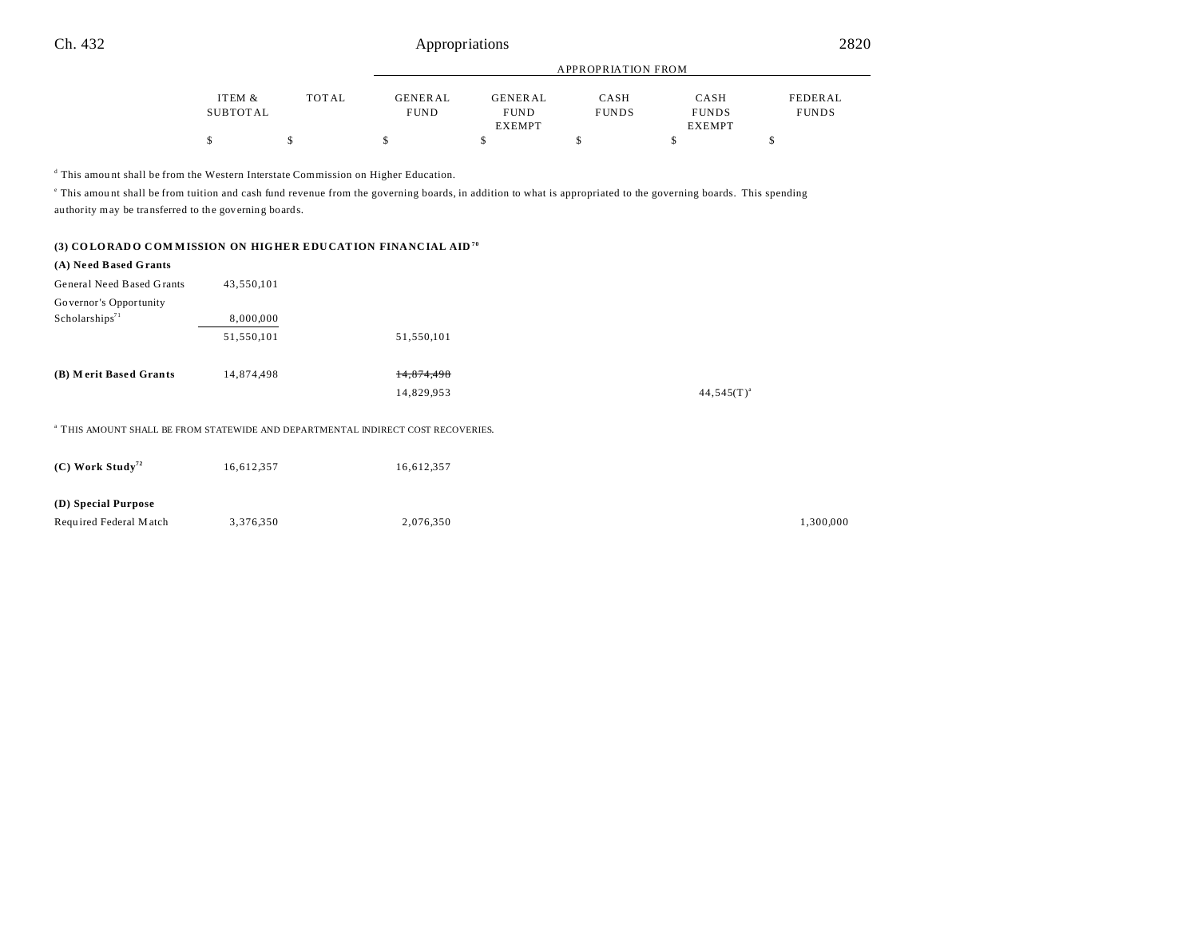| | ITEM & SUBTOTAL | TOTAL | GENERAL FUND | GENERAL FUND EXEMPT | CASH FUNDS | CASH FUNDS EXEMPT | FEDERAL FUNDS |
|---|---|---|---|---|---|---|---|
| | | | APPROPRIATION FROM | | | | |
| | $ | $ | $ | $ | $ | $ | $ |

[d] This amount shall be from the Western Interstate Commission on Higher Education.

[e] This amount shall be from tuition and cash fund revenue from the governing boards, in addition to what is appropriated to the governing boards. This spending authority may be transferred to the governing boards.

**(3) COLORADO COMMISSION ON HIGHER EDUCATION FINANCIAL AID[70]**

| | ITEM & SUBTOTAL | TOTAL | GENERAL FUND | GENERAL FUND EXEMPT | CASH FUNDS | CASH FUNDS EXEMPT | FEDERAL FUNDS |
|---|---|---|---|---|---|---|---|
| **(A) Need Based Grants** | | | | | | | |
| General Need Based Grants | 43,550,101 | | | | | | |
| Governor's Opportunity Scholarships[71] | 8,000,000 | | | | | | |
| | 51,550,101 | | 51,550,101 | | | | |
| **(B) Merit Based Grants** | 14,874,498 | | ~~14,874,498~~ | | | | |
| | | | 14,829,953 | | | 44,545(T)[a] | |

[a] THIS AMOUNT SHALL BE FROM STATEWIDE AND DEPARTMENTAL INDIRECT COST RECOVERIES.

| | ITEM & SUBTOTAL | TOTAL | GENERAL FUND | GENERAL FUND EXEMPT | CASH FUNDS | CASH FUNDS EXEMPT | FEDERAL FUNDS |
|---|---|---|---|---|---|---|---|
| **(C) Work Study[72]** | 16,612,357 | | 16,612,357 | | | | |
| **(D) Special Purpose** | | | | | | | |
| Required Federal Match | 3,376,350 | | 2,076,350 | | | | 1,300,000 |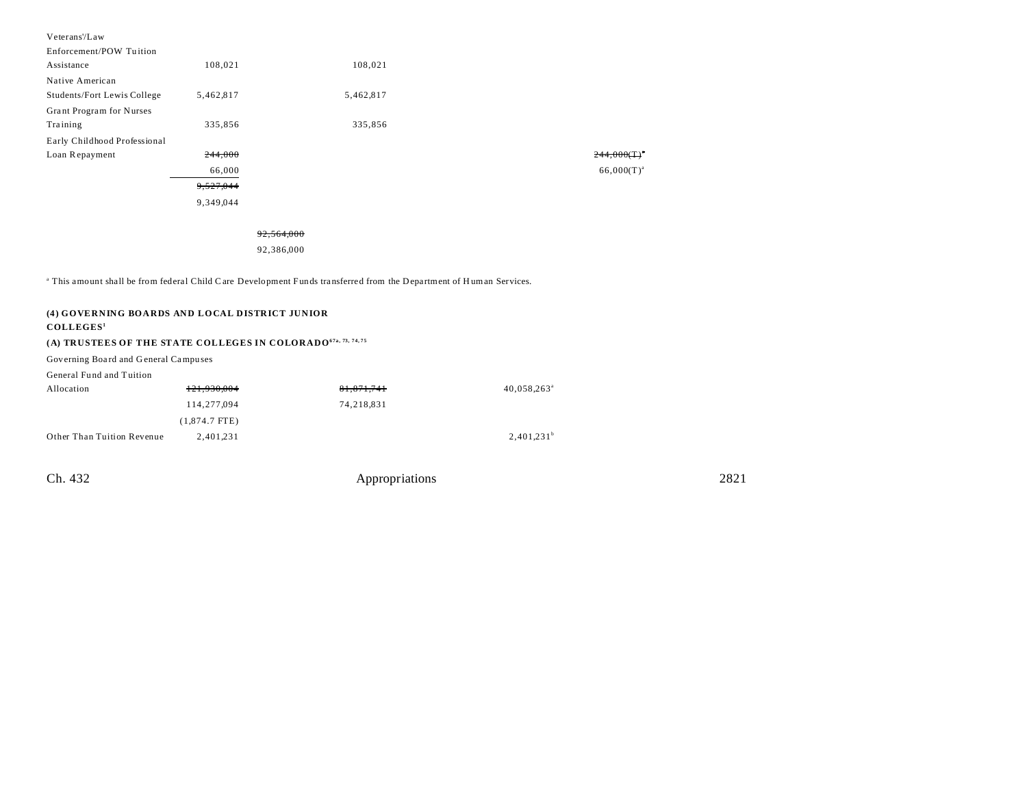| | | | | | |
|---|---|---|---|---|---|
| Veterans'/Law Enforcement/POW Tuition Assistance | 108,021 | | 108,021 | | |
| Native American Students/Fort Lewis College | 5,462,817 | | 5,462,817 | | |
| Grant Program for Nurses Training | 335,856 | | 335,856 | | |
| Early Childhood Professional Loan Repayment | ~~244,000~~ | | | | ~~244,000(T)~~[a] |
| | 66,000 | | | | 66,000(T)[a] |
| | ~~9,527,044~~ | | | | |
| | 9,349,044 | | | | |
| | | ~~92,564,000~~ | | | |
| | | 92,386,000 | | | |

[a] This amount shall be from federal Child Care Development Funds transferred from the Department of Human Services.

**(4) GOVERNING BOARDS AND LOCAL DISTRICT JUNIOR COLLEGES[1]**

**(A) TRUSTEES OF THE STATE COLLEGES IN COLORADO[67a, 73, 74, 75]**

| | | | | | |
|---|---|---|---|---|---|
| Governing Board and General Campuses | | | | | |
| General Fund and Tuition Allocation | ~~121,930,004~~ | | ~~81,871,741~~ | 40,058,263[a] | |
| | 114,277,094 | | 74,218,831 | | |
| | (1,874.7 FTE) | | | | |
| Other Than Tuition Revenue | 2,401,231 | | | 2,401,231[b] | |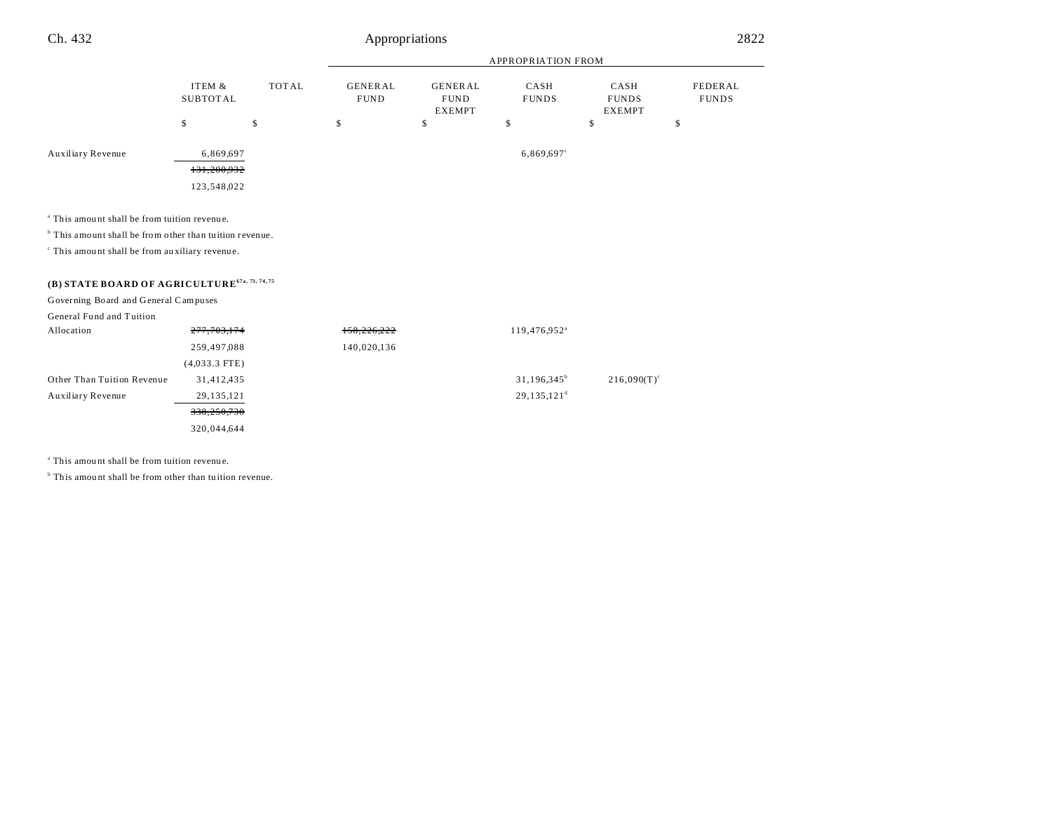| | ITEM & SUBTOTAL | TOTAL | APPROPRIATION FROM GENERAL FUND | GENERAL FUND EXEMPT | CASH FUNDS | CASH FUNDS EXEMPT | FEDERAL FUNDS |
|---|---|---|---|---|---|---|---|
| | $ | $ | $ | $ | $ | $ | $ |
| Auxiliary Revenue | 6,869,697 | | | | 6,869,697[c] | | |
| | ~~131,200,932~~ | | | | | | |
| | 123,548,022 | | | | | | |

[a] This amount shall be from tuition revenue.

[b] This amount shall be from other than tuition revenue.

[c] This amount shall be from auxiliary revenue.

**(B) STATE BOARD OF AGRICULTURE**[67a, 73, 74, 75]

| | ITEM & SUBTOTAL | TOTAL | GENERAL FUND | GENERAL FUND EXEMPT | CASH FUNDS | CASH FUNDS EXEMPT | FEDERAL FUNDS |
|---|---|---|---|---|---|---|---|
| Governing Board and General Campuses | | | | | | | |
| General Fund and Tuition Allocation | ~~277,703,174~~ | | ~~158,226,222~~ | | 119,476,952[a] | | |
| | 259,497,088 | | 140,020,136 | | | | |
| | (4,033.3 FTE) | | | | | | |
| Other Than Tuition Revenue | 31,412,435 | | | | 31,196,345[b] | 216,090(T)[c] | |
| Auxiliary Revenue | 29,135,121 | | | | 29,135,121[d] | | |
| | ~~338,250,730~~ | | | | | | |
| | 320,044,644 | | | | | | |

[a] This amount shall be from tuition revenue.

[b] This amount shall be from other than tuition revenue.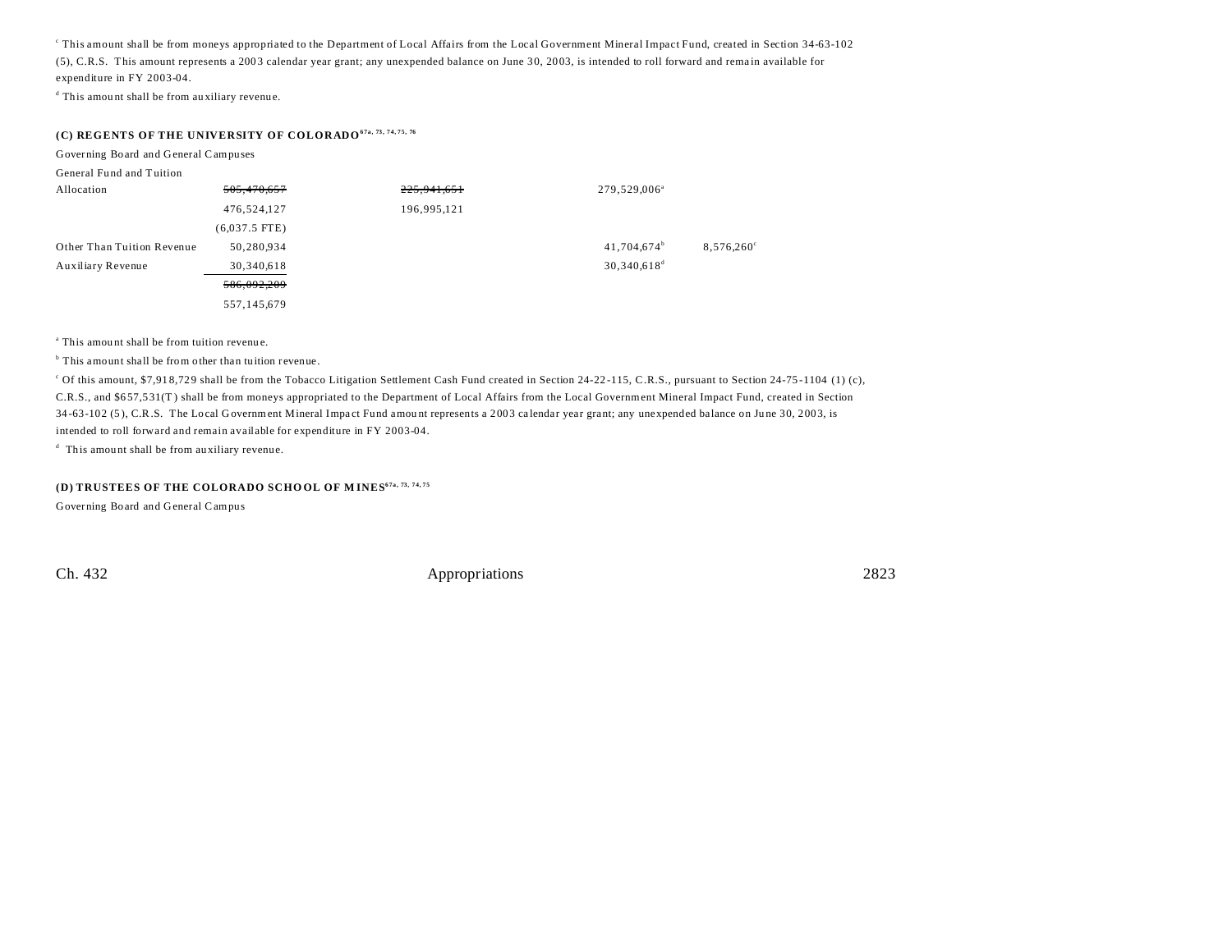[c] This amount shall be from moneys appropriated to the Department of Local Affairs from the Local Government Mineral Impact Fund, created in Section 34-63-102 (5), C.R.S. This amount represents a 2003 calendar year grant; any unexpended balance on June 30, 2003, is intended to roll forward and remain available for expenditure in FY 2003-04.

[d] This amount shall be from auxiliary revenue.

**(C) REGENTS OF THE UNIVERSITY OF COLORADO[67a, 73, 74, 75, 76]**

Governing Board and General Campuses

| | | | | |
|---|---|---|---|---|
| General Fund and Tuition Allocation | ~~505,470,657~~ | ~~225,941,651~~ | 279,529,006[a] | |
| | 476,524,127 | 196,995,121 | | |
| | (6,037.5 FTE) | | | |
| Other Than Tuition Revenue | 50,280,934 | | 41,704,674[b] | 8,576,260[c] |
| Auxiliary Revenue | 30,340,618 | | 30,340,618[d] | |
| | ~~586,092,209~~ | | | |
| | 557,145,679 | | | |

[a] This amount shall be from tuition revenue.

[b] This amount shall be from other than tuition revenue.

[c] Of this amount, $7,918,729 shall be from the Tobacco Litigation Settlement Cash Fund created in Section 24-22-115, C.R.S., pursuant to Section 24-75-1104 (1) (c), C.R.S., and $657,531(T) shall be from moneys appropriated to the Department of Local Affairs from the Local Government Mineral Impact Fund, created in Section 34-63-102 (5), C.R.S. The Local Government Mineral Impact Fund amount represents a 2003 calendar year grant; any unexpended balance on June 30, 2003, is intended to roll forward and remain available for expenditure in FY 2003-04.

[d] This amount shall be from auxiliary revenue.

**(D) TRUSTEES OF THE COLORADO SCHOOL OF MINES[67a, 73, 74, 75]**

Governing Board and General Campus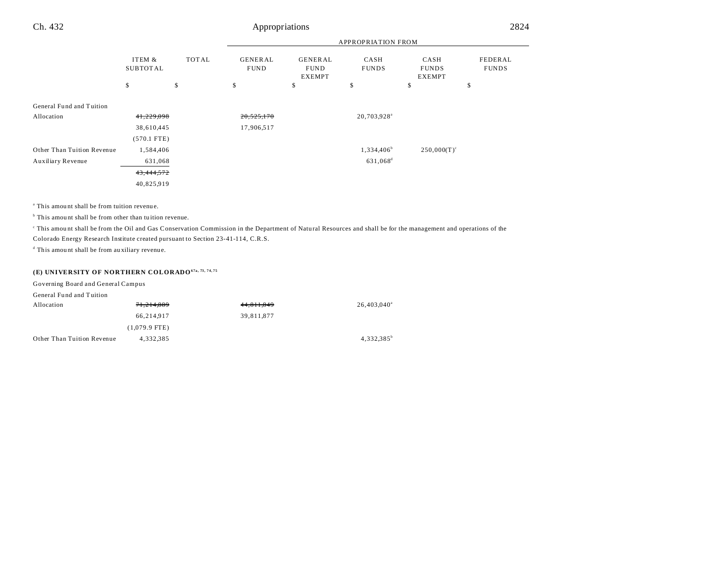| | ITEM & SUBTOTAL | TOTAL | APPROPRIATION FROM GENERAL FUND | GENERAL FUND EXEMPT | CASH FUNDS | CASH FUNDS EXEMPT | FEDERAL FUNDS |
|---|---|---|---|---|---|---|---|
| | $ | $ | $ | $ | $ | $ | $ |
| General Fund and Tuition Allocation | ~~41,229,098~~ | | ~~20,525,170~~ | | 20,703,928[a] | | |
| | 38,610,445 | | 17,906,517 | | | | |
| | (570.1 FTE) | | | | | | |
| Other Than Tuition Revenue | 1,584,406 | | | | 1,334,406[b] | 250,000(T)[c] | |
| Auxiliary Revenue | 631,068 | | | | 631,068[d] | | |
| | ~~43,444,572~~ | | | | | | |
| | 40,825,919 | | | | | | |

[a] This amount shall be from tuition revenue.

[b] This amount shall be from other than tuition revenue.

[c] This amount shall be from the Oil and Gas Conservation Commission in the Department of Natural Resources and shall be for the management and operations of the Colorado Energy Research Institute created pursuant to Section 23-41-114, C.R.S.

[d] This amount shall be from auxiliary revenue.

**(E) UNIVERSITY OF NORTHERN COLORADO[67a, 73, 74, 75]**

Governing Board and General Campus

| | ITEM & SUBTOTAL | TOTAL | GENERAL FUND | GENERAL FUND EXEMPT | CASH FUNDS | CASH FUNDS EXEMPT | FEDERAL FUNDS |
|---|---|---|---|---|---|---|---|
| General Fund and Tuition Allocation | ~~71,214,889~~ | | ~~44,811,849~~ | | 26,403,040[a] | | |
| | 66,214,917 | | 39,811,877 | | | | |
| | (1,079.9 FTE) | | | | | | |
| Other Than Tuition Revenue | 4,332,385 | | | | 4,332,385[b] | | |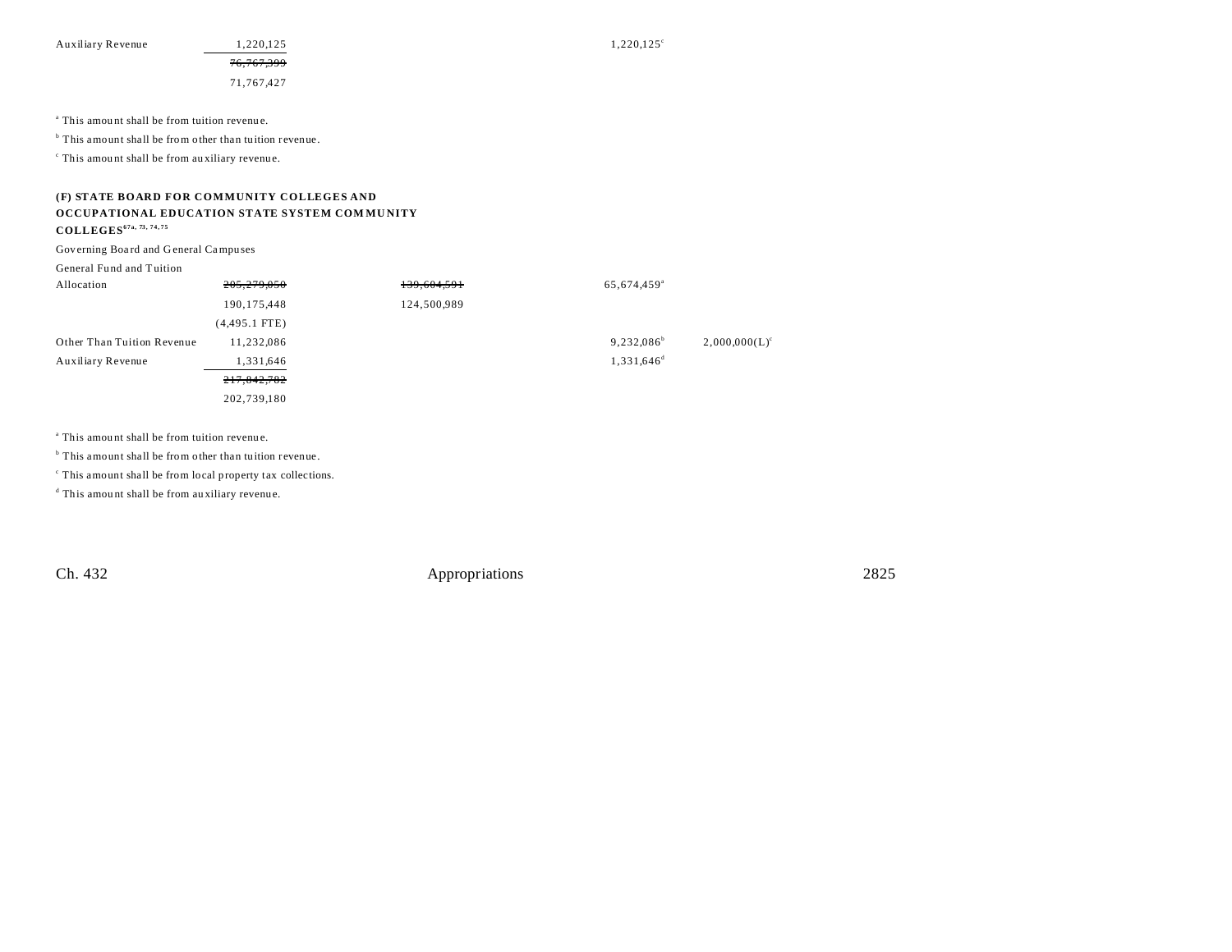| | | | | |
|---|---|---|---|---|
| Auxiliary Revenue | 1,220,125 | | 1,220,125[c] | |
| | ~~76,767,399~~ | | | |
| | 71,767,427 | | | |

[a] This amount shall be from tuition revenue.

[b] This amount shall be from other than tuition revenue.

[c] This amount shall be from auxiliary revenue.

**(F) STATE BOARD FOR COMMUNITY COLLEGES AND OCCUPATIONAL EDUCATION STATE SYSTEM COMMUNITY COLLEGES[67a, 73, 74, 75]**

Governing Board and General Campuses

| | | | | |
|---|---|---|---|---|
| General Fund and Tuition Allocation | ~~205,279,050~~ | ~~139,604,591~~ | 65,674,459[a] | |
| | 190,175,448 | 124,500,989 | | |
| | (4,495.1 FTE) | | | |
| Other Than Tuition Revenue | 11,232,086 | | 9,232,086[b] | 2,000,000(L)[c] |
| Auxiliary Revenue | 1,331,646 | | 1,331,646[d] | |
| | ~~217,842,782~~ | | | |
| | 202,739,180 | | | |

[a] This amount shall be from tuition revenue.

[b] This amount shall be from other than tuition revenue.

[c] This amount shall be from local property tax collections.

[d] This amount shall be from auxiliary revenue.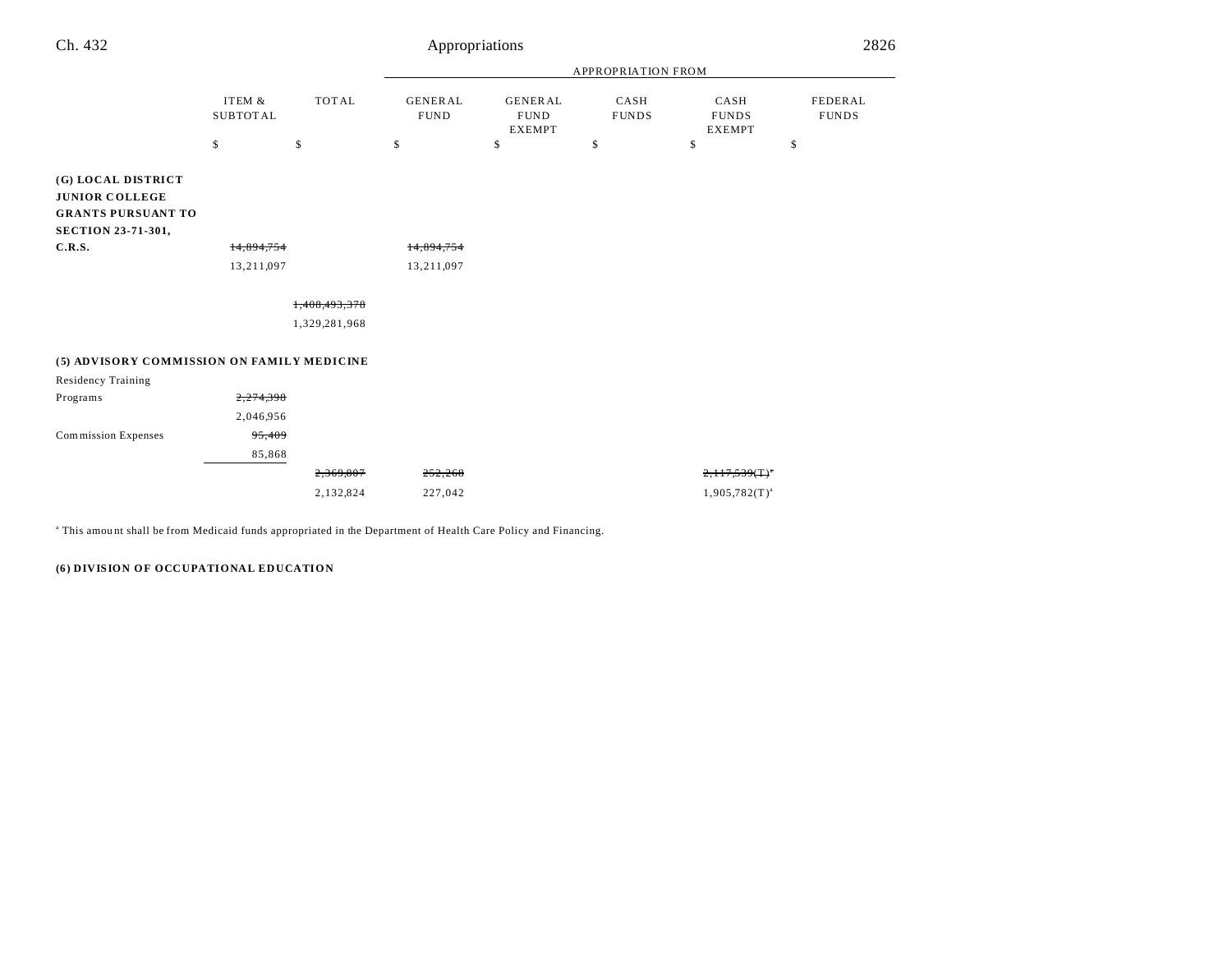| | ITEM & SUBTOTAL | TOTAL | APPROPRIATION FROM GENERAL FUND | GENERAL FUND EXEMPT | CASH FUNDS | CASH FUNDS EXEMPT | FEDERAL FUNDS |
|---|---|---|---|---|---|---|---|
| | $ | $ | $ | $ | $ | $ | $ |
| **(G) LOCAL DISTRICT JUNIOR COLLEGE GRANTS PURSUANT TO SECTION 23-71-301, C.R.S.** | ~~14,894,754~~ 13,211,097 | | ~~14,894,754~~ 13,211,097 | | | | |
| | | ~~1,408,493,378~~ 1,329,281,968 | | | | | |
| **(5) ADVISORY COMMISSION ON FAMILY MEDICINE** | | | | | | | |
| Residency Training Programs | ~~2,274,398~~ 2,046,956 | | | | | | |
| Commission Expenses | ~~95,409~~ 85,868 | | | | | | |
| | | ~~2,369,807~~ 2,132,824 | ~~252,268~~ 227,042 | | | ~~2,117,539(T)~~[a] 1,905,782(T)[a] | |

[a] This amount shall be from Medicaid funds appropriated in the Department of Health Care Policy and Financing.

**(6) DIVISION OF OCCUPATIONAL EDUCATION**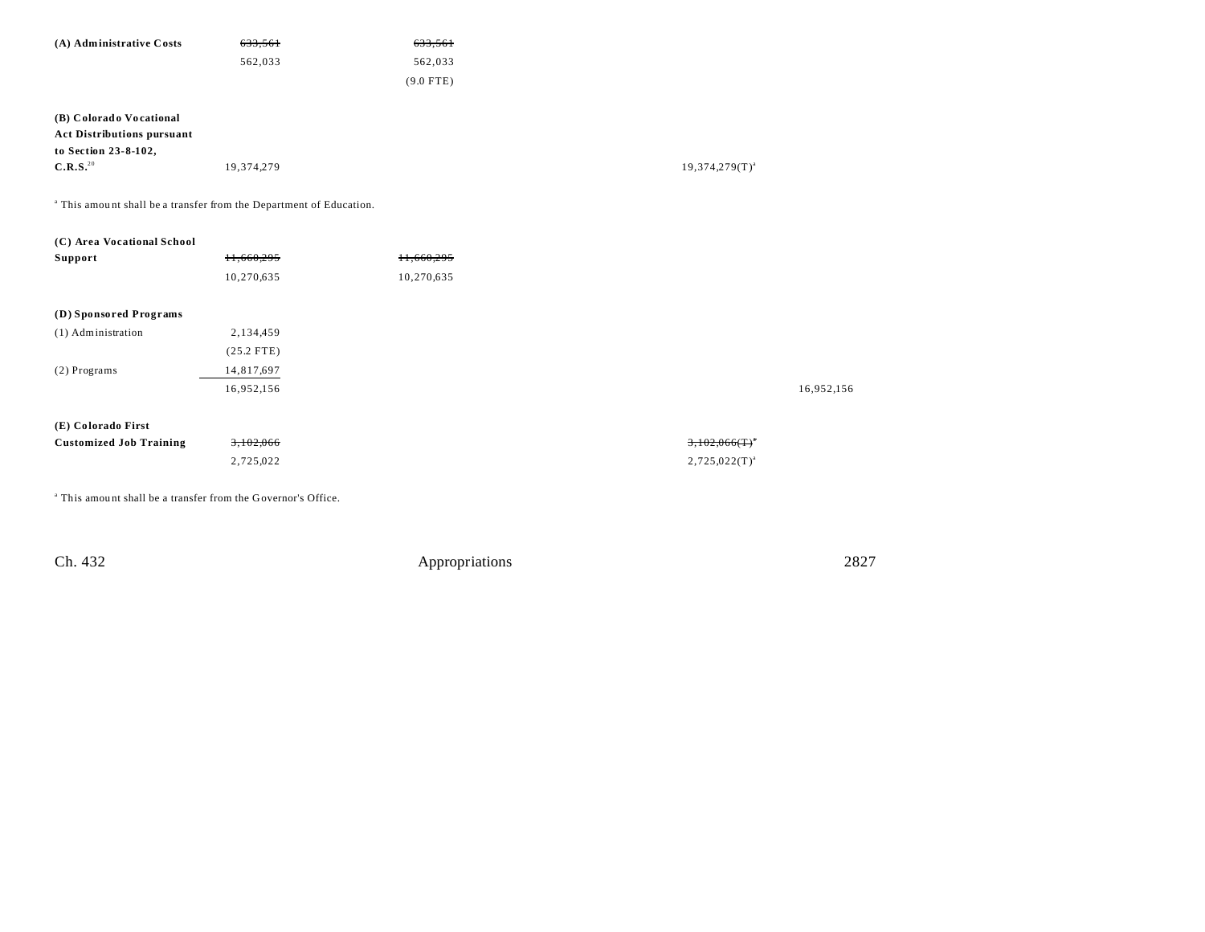| | | | | | |
|---|---|---|---|---|---|
| (A) Administrative Costs | ~~633,561~~ | ~~633,561~~ | | | |
| | 562,033 | 562,033 | | | |
| | | (9.0 FTE) | | | |
| (B) Colorado Vocational Act Distributions pursuant to Section 23-8-102, C.R.S.[20] | 19,374,279 | | | 19,374,279(T)[a] | |

[a] This amount shall be a transfer from the Department of Education.

| | | | | | |
|---|---|---|---|---|---|
| (C) Area Vocational School Support | ~~11,660,295~~ | ~~11,660,295~~ | | | |
| | 10,270,635 | 10,270,635 | | | |
| (D) Sponsored Programs | | | | | |
| (1) Administration | 2,134,459 | | | | |
| | (25.2 FTE) | | | | |
| (2) Programs | 14,817,697 | | | | |
| | 16,952,156 | | | | 16,952,156 |
| (E) Colorado First Customized Job Training | ~~3,102,066~~ | | | ~~3,102,066(T)~~[a] | |
| | 2,725,022 | | | 2,725,022(T)[a] | |

[a] This amount shall be a transfer from the Governor's Office.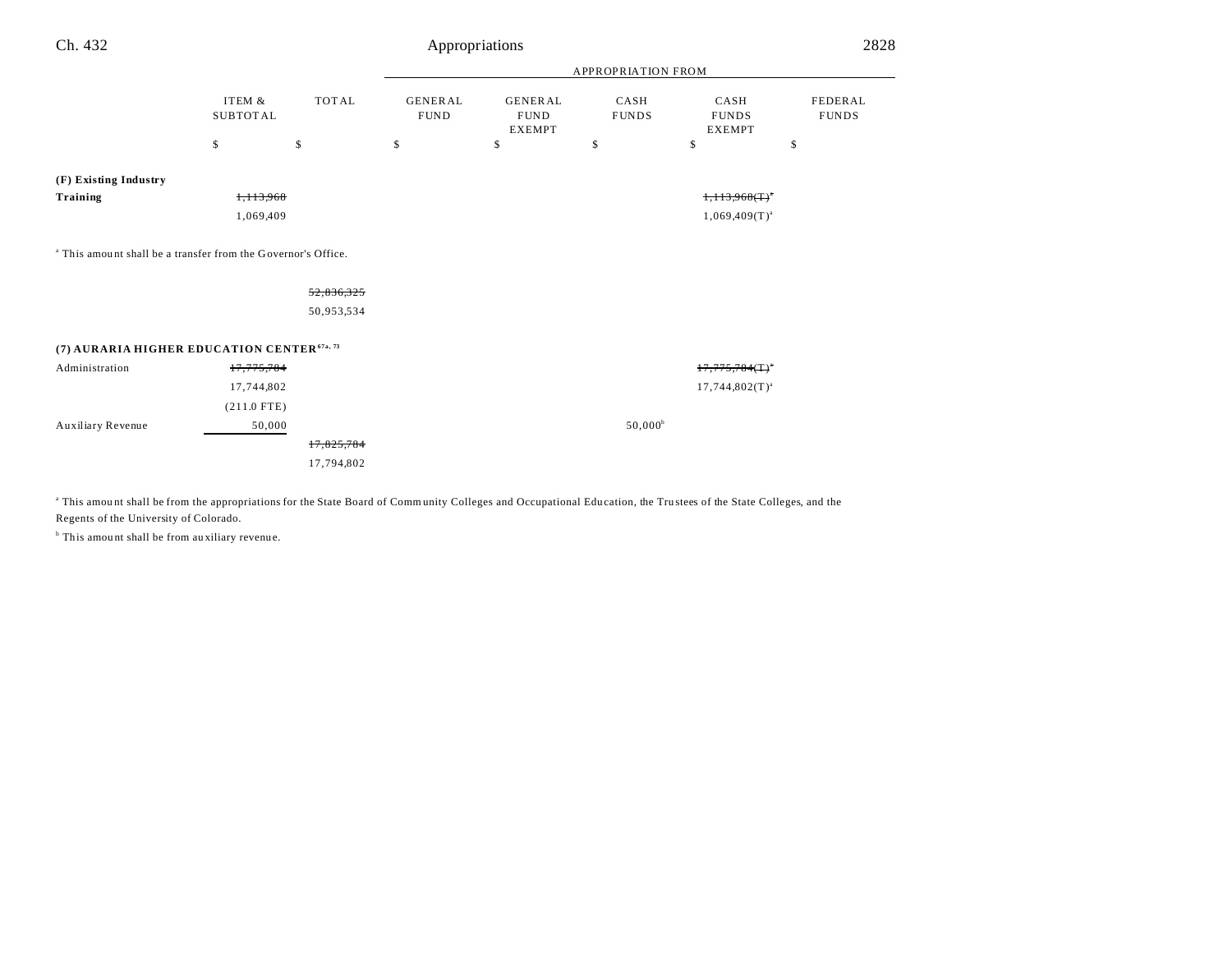| | ITEM & SUBTOTAL | TOTAL | GENERAL FUND | GENERAL FUND EXEMPT | CASH FUNDS | CASH FUNDS EXEMPT | FEDERAL FUNDS |
|---|---|---|---|---|---|---|---|
| | | | APPROPRIATION FROM | | | | |
| | $ | $ | $ | $ | $ | $ | $ |
| **(F) Existing Industry Training** | ~~1,113,968~~ | | | | | ~~1,113,968(T)[a]~~ | |
| | 1,069,409 | | | | | 1,069,409(T)[a] | |

[a] This amount shall be a transfer from the Governor's Office.

| | ITEM & SUBTOTAL | TOTAL | GENERAL FUND | GENERAL FUND EXEMPT | CASH FUNDS | CASH FUNDS EXEMPT | FEDERAL FUNDS |
|---|---|---|---|---|---|---|---|
| | | ~~52,836,325~~ | | | | | |
| | | 50,953,534 | | | | | |
| **(7) AURARIA HIGHER EDUCATION CENTER[67a, 73]** | | | | | | | |
| Administration | ~~17,775,784~~ | | | | | ~~17,775,784(T)[a]~~ | |
| | 17,744,802 | | | | | 17,744,802(T)[a] | |
| | (211.0 FTE) | | | | | | |
| Auxiliary Revenue | 50,000 | | | | 50,000[b] | | |
| | | ~~17,825,784~~ | | | | | |
| | | 17,794,802 | | | | | |

[a] This amount shall be from the appropriations for the State Board of Community Colleges and Occupational Education, the Trustees of the State Colleges, and the Regents of the University of Colorado.

[b] This amount shall be from auxiliary revenue.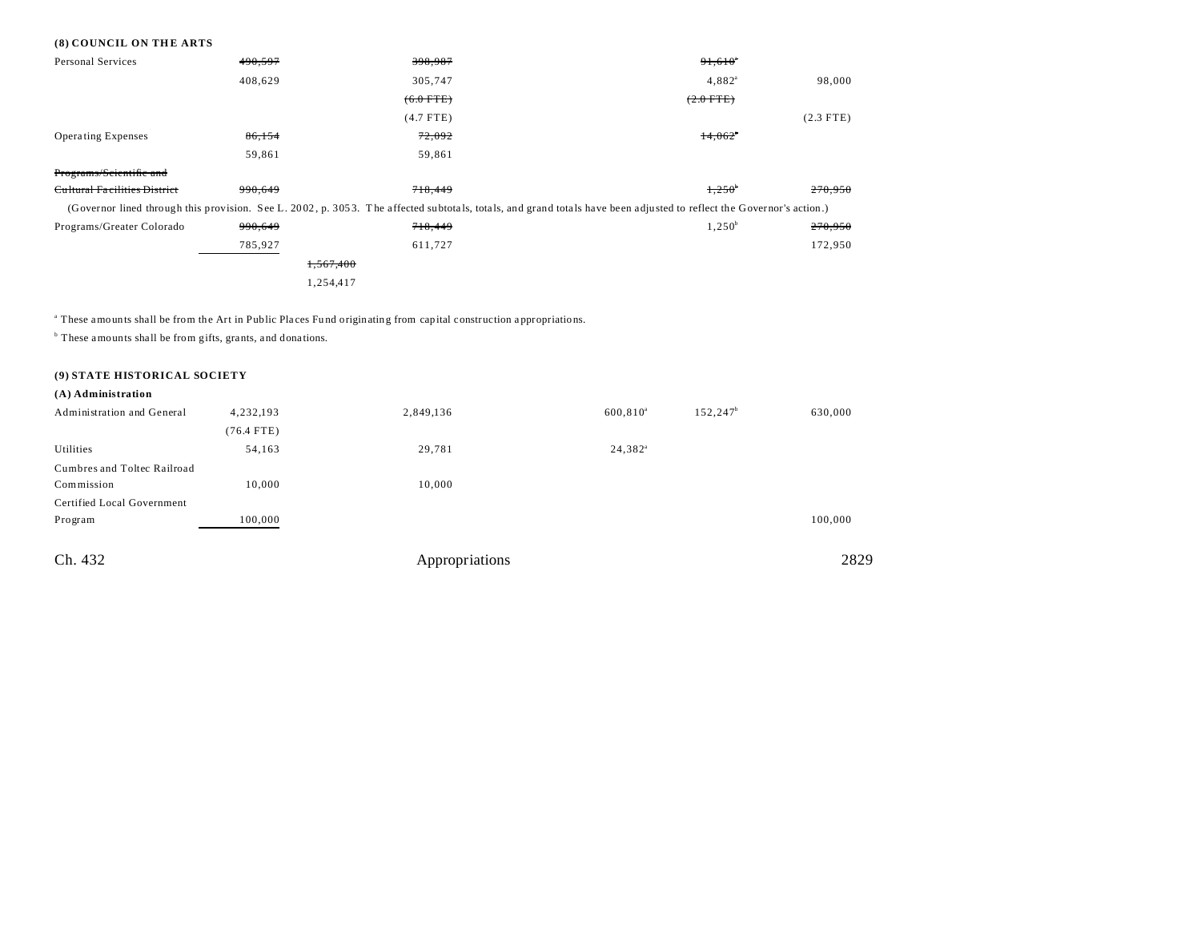**(8) COUNCIL ON THE ARTS**

| | | | | | | |
|---|---|---|---|---|---|---|
| Personal Services | ~~490,597~~ | | ~~398,987~~ | ~~91,610~~[a] | | |
| | 408,629 | | 305,747 | 4,882[a] | | 98,000 |
| | | | ~~(6.0 FTE)~~ | ~~(2.0 FTE)~~ | | |
| | | | (4.7 FTE) | | | (2.3 FTE) |
| Operating Expenses | ~~86,154~~ | | ~~72,092~~ | ~~14,062~~[a] | | |
| | 59,861 | | 59,861 | | | |
| ~~Programs/Scientific and Cultural Facilities District~~ | ~~990,649~~ | | ~~718,449~~ | ~~1,250~~[b] | | ~~270,950~~ |

(Governor lined through this provision. See L. 2002, p. 3053. The affected subtotals, totals, and grand totals have been adjusted to reflect the Governor's action.)

| | | | | | | |
|---|---|---|---|---|---|---|
| Programs/Greater Colorado | ~~990,649~~ | | ~~718,449~~ | 1,250[b] | | ~~270,950~~ |
| | 785,927 | | 611,727 | | | 172,950 |
| | | ~~1,567,400~~ | | | | |
| | | 1,254,417 | | | | |

[a] These amounts shall be from the Art in Public Places Fund originating from capital construction appropriations.

[b] These amounts shall be from gifts, grants, and donations.

**(9) STATE HISTORICAL SOCIETY**

**(A) Administration**

| | | | | | | |
|---|---|---|---|---|---|---|
| Administration and General | 4,232,193 | | 2,849,136 | 600,810[a] | 152,247[b] | 630,000 |
| | (76.4 FTE) | | | | | |
| Utilities | 54,163 | | 29,781 | 24,382[a] | | |
| Cumbres and Toltec Railroad Commission | 10,000 | | 10,000 | | | |
| Certified Local Government Program | 100,000 | | | | | 100,000 |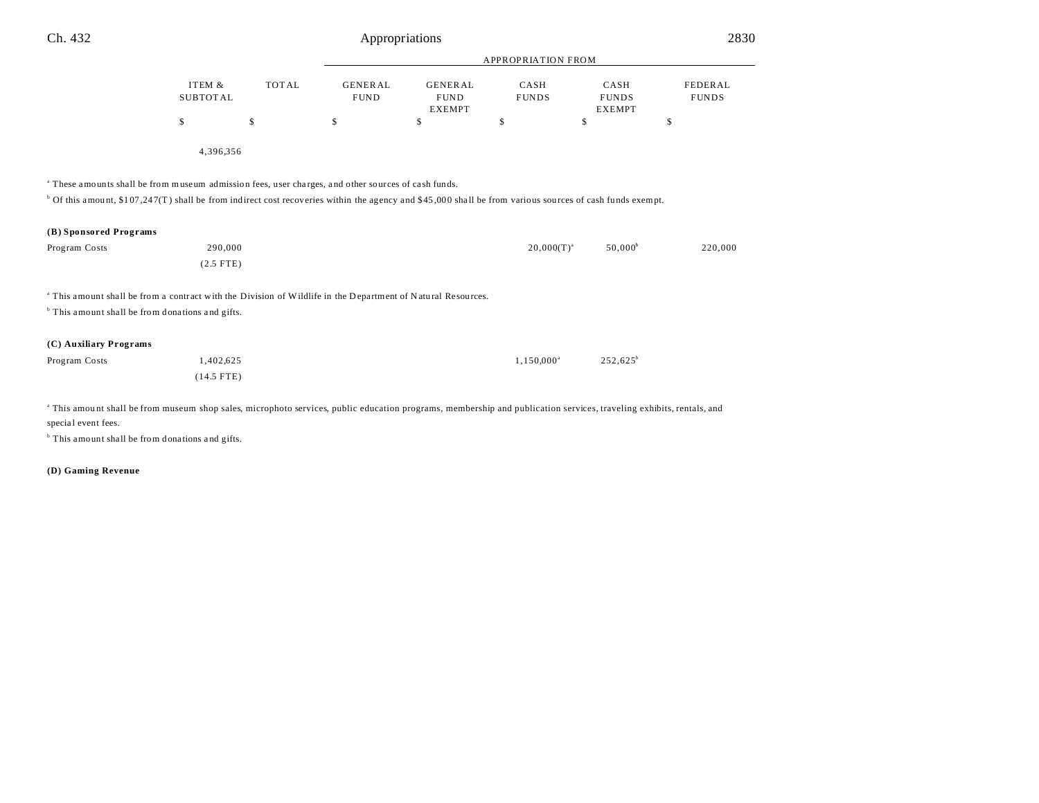| | ITEM & SUBTOTAL | TOTAL | APPROPRIATION FROM GENERAL FUND | GENERAL FUND EXEMPT | CASH FUNDS | CASH FUNDS EXEMPT | FEDERAL FUNDS |
|---|---|---|---|---|---|---|---|
| | $ | $ | $ | $ | $ | $ | $ |
| | 4,396,356 | | | | | | |

[a] These amounts shall be from museum admission fees, user charges, and other sources of cash funds.

[b] Of this amount, $107,247(T) shall be from indirect cost recoveries within the agency and $45,000 shall be from various sources of cash funds exempt.

**(B) Sponsored Programs**

| | ITEM & SUBTOTAL | TOTAL | GENERAL FUND | GENERAL FUND EXEMPT | CASH FUNDS | CASH FUNDS EXEMPT | FEDERAL FUNDS |
|---|---|---|---|---|---|---|---|
| Program Costs | 290,000 | | | | 20,000(T)[a] | 50,000[b] | 220,000 |
| | (2.5 FTE) | | | | | | |

[a] This amount shall be from a contract with the Division of Wildlife in the Department of Natural Resources.

[b] This amount shall be from donations and gifts.

**(C) Auxiliary Programs**

| | ITEM & SUBTOTAL | TOTAL | GENERAL FUND | GENERAL FUND EXEMPT | CASH FUNDS | CASH FUNDS EXEMPT | FEDERAL FUNDS |
|---|---|---|---|---|---|---|---|
| Program Costs | 1,402,625 | | | | 1,150,000[a] | 252,625[b] | |
| | (14.5 FTE) | | | | | | |

[a] This amount shall be from museum shop sales, microphoto services, public education programs, membership and publication services, traveling exhibits, rentals, and special event fees.

[b] This amount shall be from donations and gifts.

**(D) Gaming Revenue**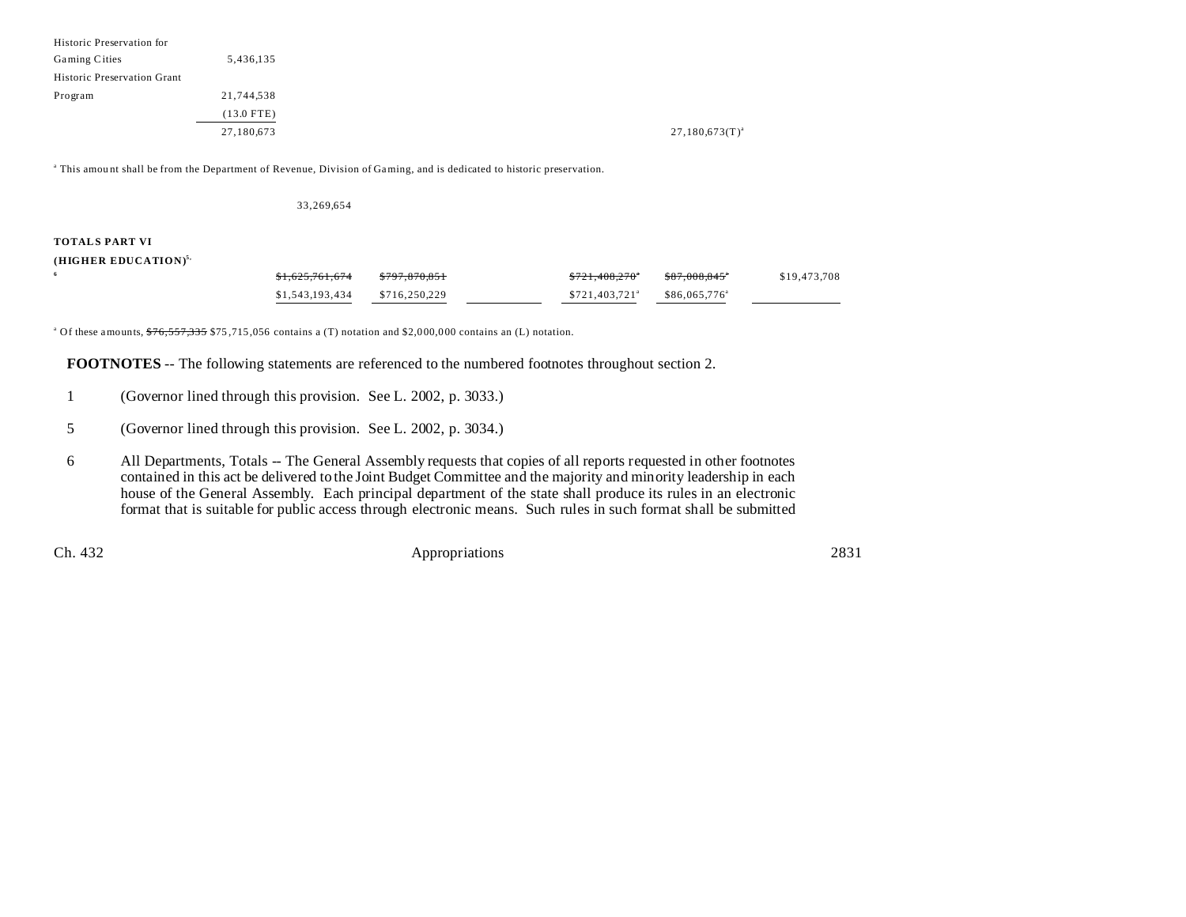| | | | | | | | |
|---|---|---|---|---|---|---|---|
| Historic Preservation for Gaming Cities | 5,436,135 | | | | | | |
| Historic Preservation Grant Program | 21,744,538 | | | | | | |
| | (13.0 FTE) | | | | | | |
| | 27,180,673 | | | | | 27,180,673(T)[a] | |

[a] This amount shall be from the Department of Revenue, Division of Gaming, and is dedicated to historic preservation.

| | | | | | | |
|---|---|---|---|---|---|---|
| | 33,269,654 | | | | | |
| **TOTALS PART VI (HIGHER EDUCATION)**[5, 6] | ~~$1,625,761,674~~ | ~~$797,870,851~~ | | ~~$721,408,270~~[a] | ~~$87,008,845~~[a] | $19,473,708 |
| | $1,543,193,434 | $716,250,229 | | $721,403,721[a] | $86,065,776[a] | |

[a] Of these amounts, ~~$76,557,335~~ $75,715,056 contains a (T) notation and $2,000,000 contains an (L) notation.

**FOOTNOTES** -- The following statements are referenced to the numbered footnotes throughout section 2.

1 (Governor lined through this provision. See L. 2002, p. 3033.)

5 (Governor lined through this provision. See L. 2002, p. 3034.)

6 All Departments, Totals -- The General Assembly requests that copies of all reports requested in other footnotes contained in this act be delivered to the Joint Budget Committee and the majority and minority leadership in each house of the General Assembly. Each principal department of the state shall produce its rules in an electronic format that is suitable for public access through electronic means. Such rules in such format shall be submitted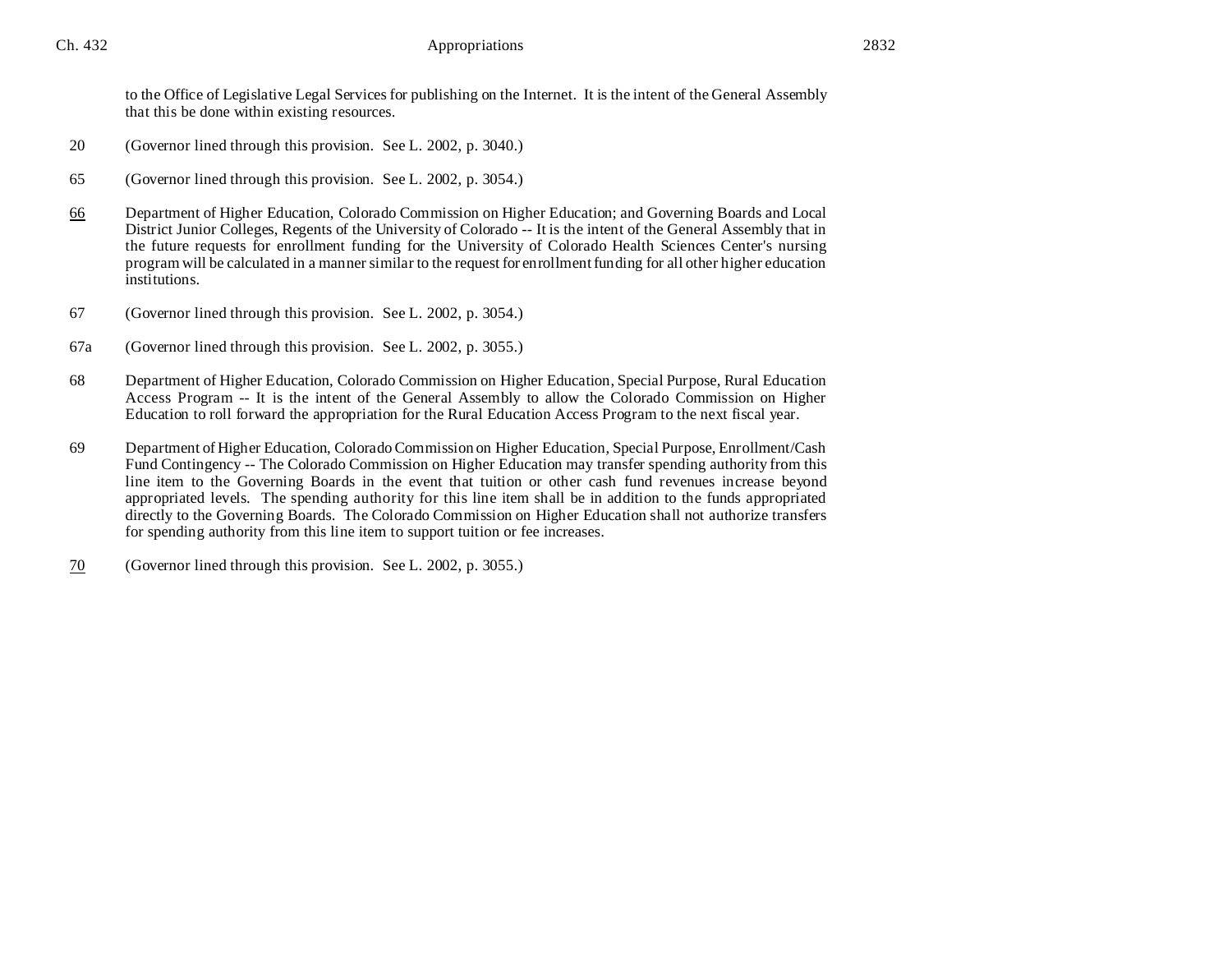to the Office of Legislative Legal Services for publishing on the Internet. It is the intent of the General Assembly that this be done within existing resources.

20 (Governor lined through this provision. See L. 2002, p. 3040.)

65 (Governor lined through this provision. See L. 2002, p. 3054.)

<u>66</u> Department of Higher Education, Colorado Commission on Higher Education; and Governing Boards and Local District Junior Colleges, Regents of the University of Colorado -- It is the intent of the General Assembly that in the future requests for enrollment funding for the University of Colorado Health Sciences Center's nursing program will be calculated in a manner similar to the request for enrollment funding for all other higher education institutions.

67 (Governor lined through this provision. See L. 2002, p. 3054.)

67a (Governor lined through this provision. See L. 2002, p. 3055.)

68 Department of Higher Education, Colorado Commission on Higher Education, Special Purpose, Rural Education Access Program -- It is the intent of the General Assembly to allow the Colorado Commission on Higher Education to roll forward the appropriation for the Rural Education Access Program to the next fiscal year.

69 Department of Higher Education, Colorado Commission on Higher Education, Special Purpose, Enrollment/Cash Fund Contingency -- The Colorado Commission on Higher Education may transfer spending authority from this line item to the Governing Boards in the event that tuition or other cash fund revenues increase beyond appropriated levels. The spending authority for this line item shall be in addition to the funds appropriated directly to the Governing Boards. The Colorado Commission on Higher Education shall not authorize transfers for spending authority from this line item to support tuition or fee increases.

<u>70</u> (Governor lined through this provision. See L. 2002, p. 3055.)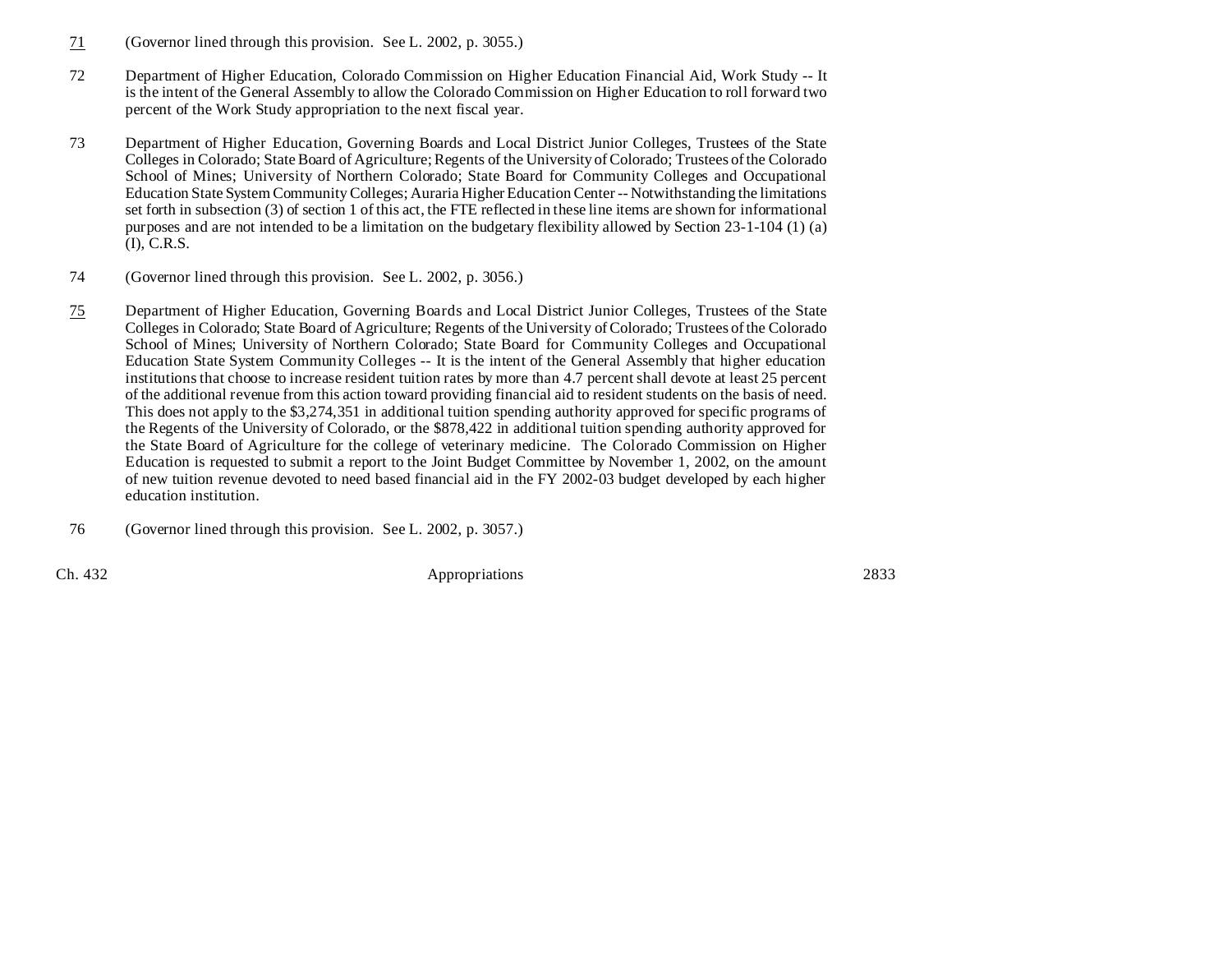71 (Governor lined through this provision. See L. 2002, p. 3055.)

72 Department of Higher Education, Colorado Commission on Higher Education Financial Aid, Work Study -- It is the intent of the General Assembly to allow the Colorado Commission on Higher Education to roll forward two percent of the Work Study appropriation to the next fiscal year.

73 Department of Higher Education, Governing Boards and Local District Junior Colleges, Trustees of the State Colleges in Colorado; State Board of Agriculture; Regents of the University of Colorado; Trustees of the Colorado School of Mines; University of Northern Colorado; State Board for Community Colleges and Occupational Education State System Community Colleges; Auraria Higher Education Center -- Notwithstanding the limitations set forth in subsection (3) of section 1 of this act, the FTE reflected in these line items are shown for informational purposes and are not intended to be a limitation on the budgetary flexibility allowed by Section 23-1-104 (1) (a) (I), C.R.S.

74 (Governor lined through this provision. See L. 2002, p. 3056.)

75 Department of Higher Education, Governing Boards and Local District Junior Colleges, Trustees of the State Colleges in Colorado; State Board of Agriculture; Regents of the University of Colorado; Trustees of the Colorado School of Mines; University of Northern Colorado; State Board for Community Colleges and Occupational Education State System Community Colleges -- It is the intent of the General Assembly that higher education institutions that choose to increase resident tuition rates by more than 4.7 percent shall devote at least 25 percent of the additional revenue from this action toward providing financial aid to resident students on the basis of need. This does not apply to the $3,274,351 in additional tuition spending authority approved for specific programs of the Regents of the University of Colorado, or the $878,422 in additional tuition spending authority approved for the State Board of Agriculture for the college of veterinary medicine. The Colorado Commission on Higher Education is requested to submit a report to the Joint Budget Committee by November 1, 2002, on the amount of new tuition revenue devoted to need based financial aid in the FY 2002-03 budget developed by each higher education institution.

76 (Governor lined through this provision. See L. 2002, p. 3057.)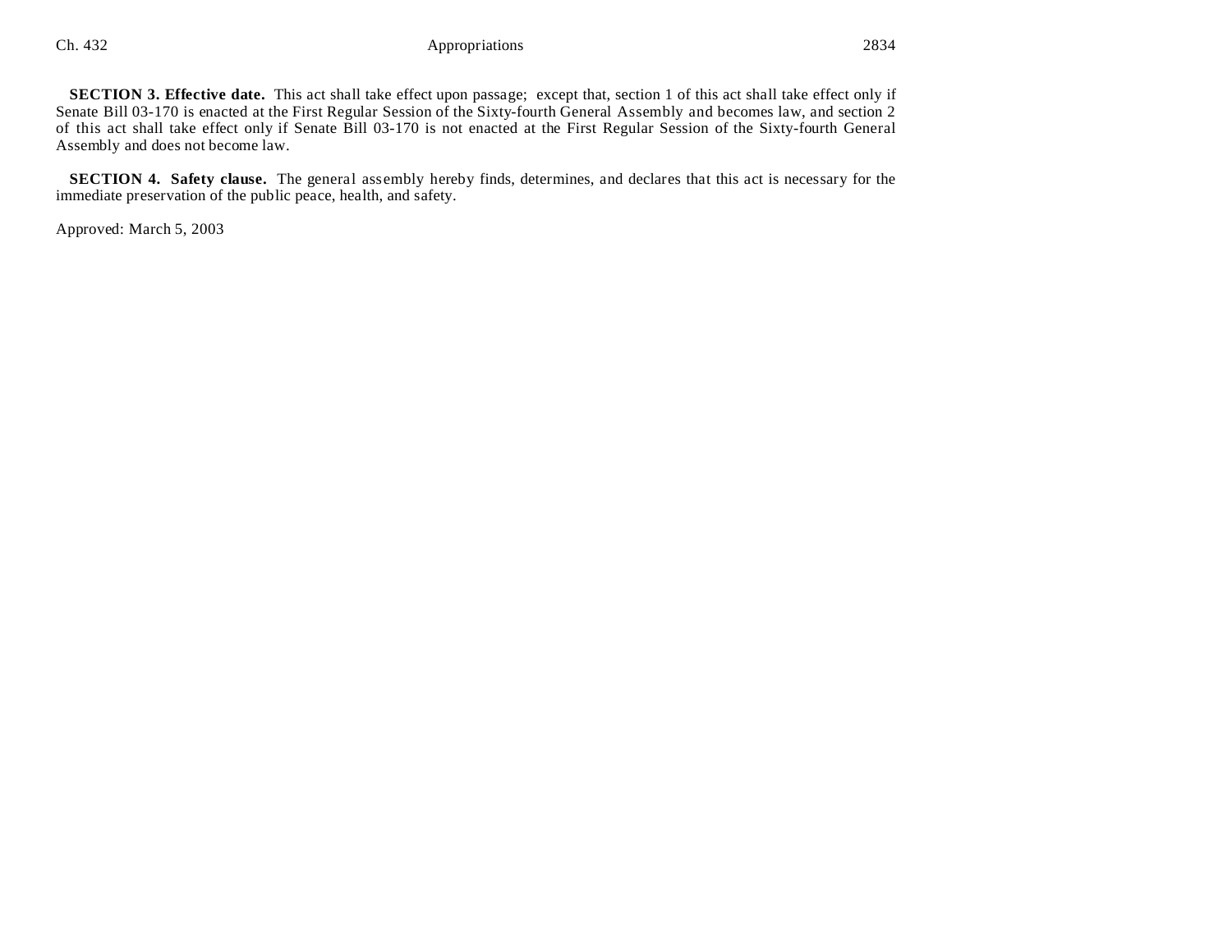**SECTION 3. Effective date.** This act shall take effect upon passage; except that, section 1 of this act shall take effect only if Senate Bill 03-170 is enacted at the First Regular Session of the Sixty-fourth General Assembly and becomes law, and section 2 of this act shall take effect only if Senate Bill 03-170 is not enacted at the First Regular Session of the Sixty-fourth General Assembly and does not become law.

**SECTION 4. Safety clause.** The general assembly hereby finds, determines, and declares that this act is necessary for the immediate preservation of the public peace, health, and safety.

Approved: March 5, 2003